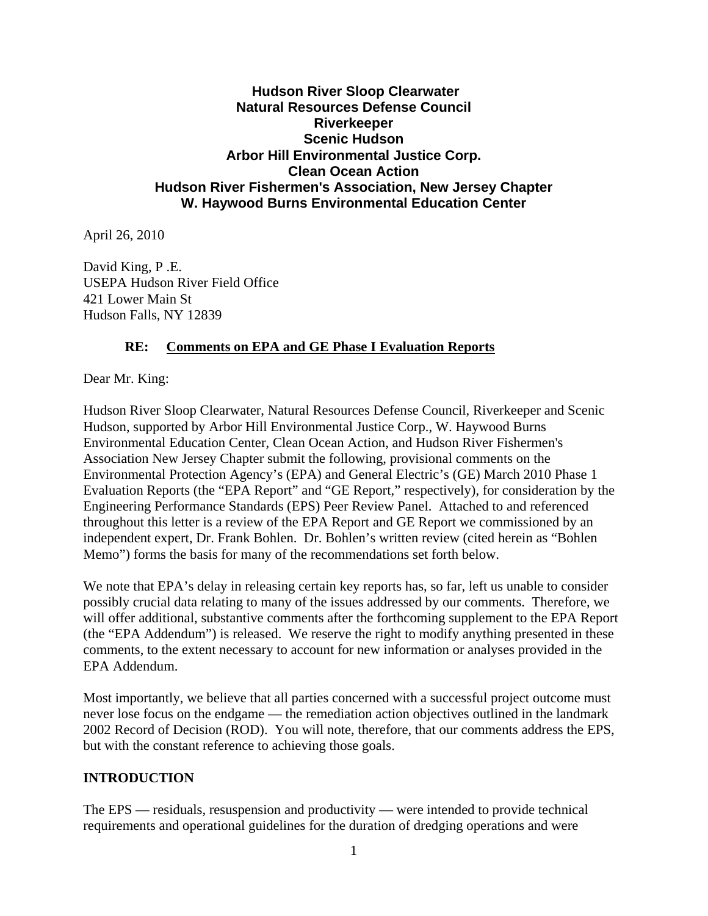**Hudson River Sloop Clearwater**
**Natural Resources Defense Council**
**Riverkeeper**
**Scenic Hudson**
**Arbor Hill Environmental Justice Corp.**
**Clean Ocean Action**
**Hudson River Fishermen's Association, New Jersey Chapter**
**W. Haywood Burns Environmental Education Center**

April 26, 2010

David King, P .E.
USEPA Hudson River Field Office
421 Lower Main St
Hudson Falls, NY 12839

**RE: Comments on EPA and GE Phase I Evaluation Reports**

Dear Mr. King:

Hudson River Sloop Clearwater, Natural Resources Defense Council, Riverkeeper and Scenic Hudson, supported by Arbor Hill Environmental Justice Corp., W. Haywood Burns Environmental Education Center, Clean Ocean Action, and Hudson River Fishermen's Association New Jersey Chapter submit the following, provisional comments on the Environmental Protection Agency's (EPA) and General Electric's (GE) March 2010 Phase 1 Evaluation Reports (the "EPA Report" and "GE Report," respectively), for consideration by the Engineering Performance Standards (EPS) Peer Review Panel. Attached to and referenced throughout this letter is a review of the EPA Report and GE Report we commissioned by an independent expert, Dr. Frank Bohlen. Dr. Bohlen's written review (cited herein as "Bohlen Memo") forms the basis for many of the recommendations set forth below.

We note that EPA's delay in releasing certain key reports has, so far, left us unable to consider possibly crucial data relating to many of the issues addressed by our comments. Therefore, we will offer additional, substantive comments after the forthcoming supplement to the EPA Report (the "EPA Addendum") is released. We reserve the right to modify anything presented in these comments, to the extent necessary to account for new information or analyses provided in the EPA Addendum.

Most importantly, we believe that all parties concerned with a successful project outcome must never lose focus on the endgame — the remediation action objectives outlined in the landmark 2002 Record of Decision (ROD). You will note, therefore, that our comments address the EPS, but with the constant reference to achieving those goals.

## INTRODUCTION

The EPS — residuals, resuspension and productivity — were intended to provide technical requirements and operational guidelines for the duration of dredging operations and were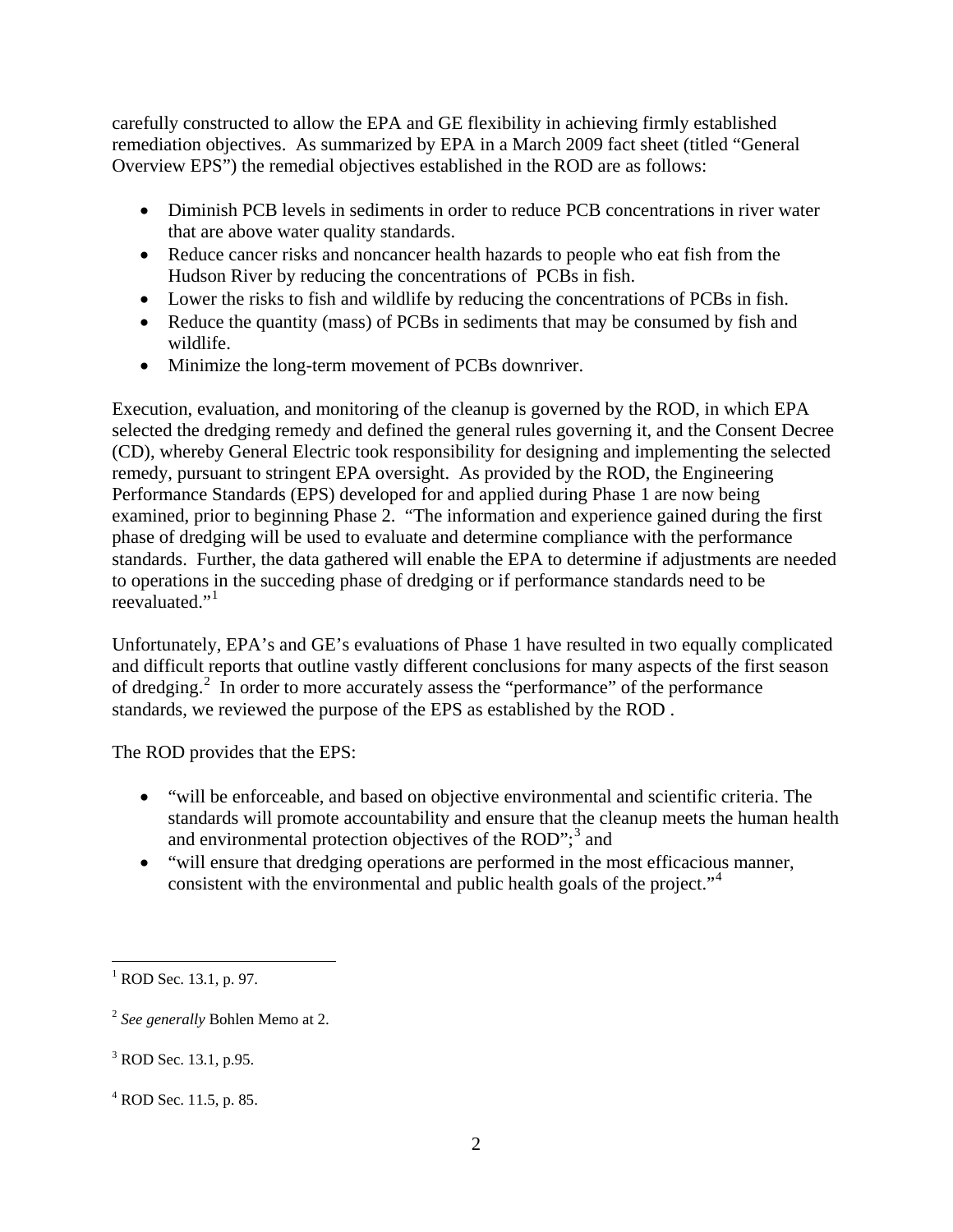carefully constructed to allow the EPA and GE flexibility in achieving firmly established remediation objectives. As summarized by EPA in a March 2009 fact sheet (titled "General Overview EPS") the remedial objectives established in the ROD are as follows:

- Diminish PCB levels in sediments in order to reduce PCB concentrations in river water that are above water quality standards.
- Reduce cancer risks and noncancer health hazards to people who eat fish from the Hudson River by reducing the concentrations of PCBs in fish.
- Lower the risks to fish and wildlife by reducing the concentrations of PCBs in fish.
- Reduce the quantity (mass) of PCBs in sediments that may be consumed by fish and wildlife.
- Minimize the long-term movement of PCBs downriver.

Execution, evaluation, and monitoring of the cleanup is governed by the ROD, in which EPA selected the dredging remedy and defined the general rules governing it, and the Consent Decree (CD), whereby General Electric took responsibility for designing and implementing the selected remedy, pursuant to stringent EPA oversight. As provided by the ROD, the Engineering Performance Standards (EPS) developed for and applied during Phase 1 are now being examined, prior to beginning Phase 2. "The information and experience gained during the first phase of dredging will be used to evaluate and determine compliance with the performance standards. Further, the data gathered will enable the EPA to determine if adjustments are needed to operations in the succeding phase of dredging or if performance standards need to be reevaluated."[1]

Unfortunately, EPA's and GE's evaluations of Phase 1 have resulted in two equally complicated and difficult reports that outline vastly different conclusions for many aspects of the first season of dredging.[2] In order to more accurately assess the "performance" of the performance standards, we reviewed the purpose of the EPS as established by the ROD .

The ROD provides that the EPS:

- "will be enforceable, and based on objective environmental and scientific criteria. The standards will promote accountability and ensure that the cleanup meets the human health and environmental protection objectives of the ROD";[3] and
- "will ensure that dredging operations are performed in the most efficacious manner, consistent with the environmental and public health goals of the project."[4]

---

[1] ROD Sec. 13.1, p. 97.

[2] *See generally* Bohlen Memo at 2.

[3] ROD Sec. 13.1, p.95.

[4] ROD Sec. 11.5, p. 85.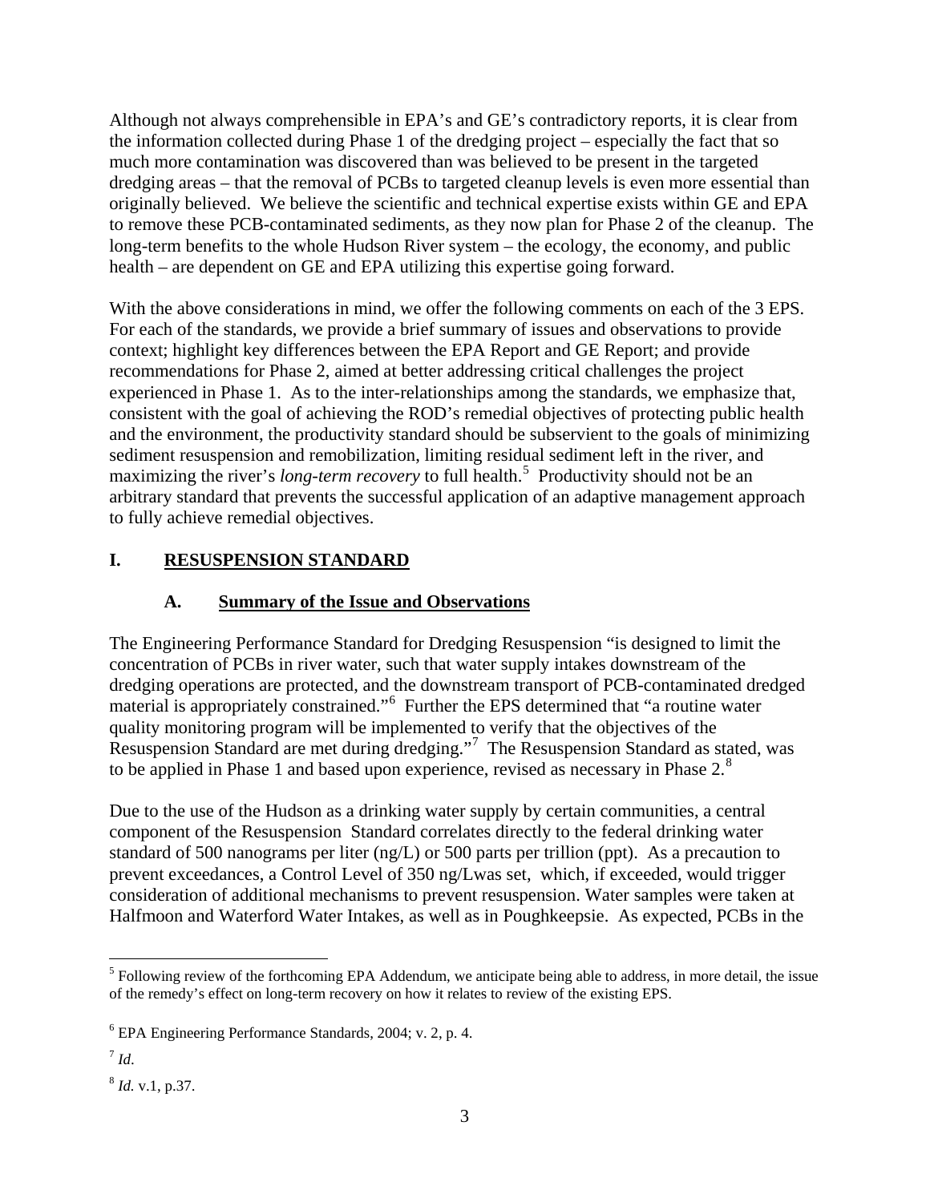Although not always comprehensible in EPA's and GE's contradictory reports, it is clear from the information collected during Phase 1 of the dredging project – especially the fact that so much more contamination was discovered than was believed to be present in the targeted dredging areas – that the removal of PCBs to targeted cleanup levels is even more essential than originally believed. We believe the scientific and technical expertise exists within GE and EPA to remove these PCB-contaminated sediments, as they now plan for Phase 2 of the cleanup. The long-term benefits to the whole Hudson River system – the ecology, the economy, and public health – are dependent on GE and EPA utilizing this expertise going forward.

With the above considerations in mind, we offer the following comments on each of the 3 EPS. For each of the standards, we provide a brief summary of issues and observations to provide context; highlight key differences between the EPA Report and GE Report; and provide recommendations for Phase 2, aimed at better addressing critical challenges the project experienced in Phase 1. As to the inter-relationships among the standards, we emphasize that, consistent with the goal of achieving the ROD's remedial objectives of protecting public health and the environment, the productivity standard should be subservient to the goals of minimizing sediment resuspension and remobilization, limiting residual sediment left in the river, and maximizing the river's *long-term recovery* to full health.[5] Productivity should not be an arbitrary standard that prevents the successful application of an adaptive management approach to fully achieve remedial objectives.

## I. RESUSPENSION STANDARD

### A. Summary of the Issue and Observations

The Engineering Performance Standard for Dredging Resuspension "is designed to limit the concentration of PCBs in river water, such that water supply intakes downstream of the dredging operations are protected, and the downstream transport of PCB-contaminated dredged material is appropriately constrained."[6] Further the EPS determined that "a routine water quality monitoring program will be implemented to verify that the objectives of the Resuspension Standard are met during dredging."[7] The Resuspension Standard as stated, was to be applied in Phase 1 and based upon experience, revised as necessary in Phase 2.[8]

Due to the use of the Hudson as a drinking water supply by certain communities, a central component of the Resuspension Standard correlates directly to the federal drinking water standard of 500 nanograms per liter (ng/L) or 500 parts per trillion (ppt). As a precaution to prevent exceedances, a Control Level of 350 ng/Lwas set, which, if exceeded, would trigger consideration of additional mechanisms to prevent resuspension. Water samples were taken at Halfmoon and Waterford Water Intakes, as well as in Poughkeepsie. As expected, PCBs in the

---

[5] Following review of the forthcoming EPA Addendum, we anticipate being able to address, in more detail, the issue of the remedy's effect on long-term recovery on how it relates to review of the existing EPS.

[6] EPA Engineering Performance Standards, 2004; v. 2, p. 4.

[7] *Id*.

[8] *Id.* v.1, p.37.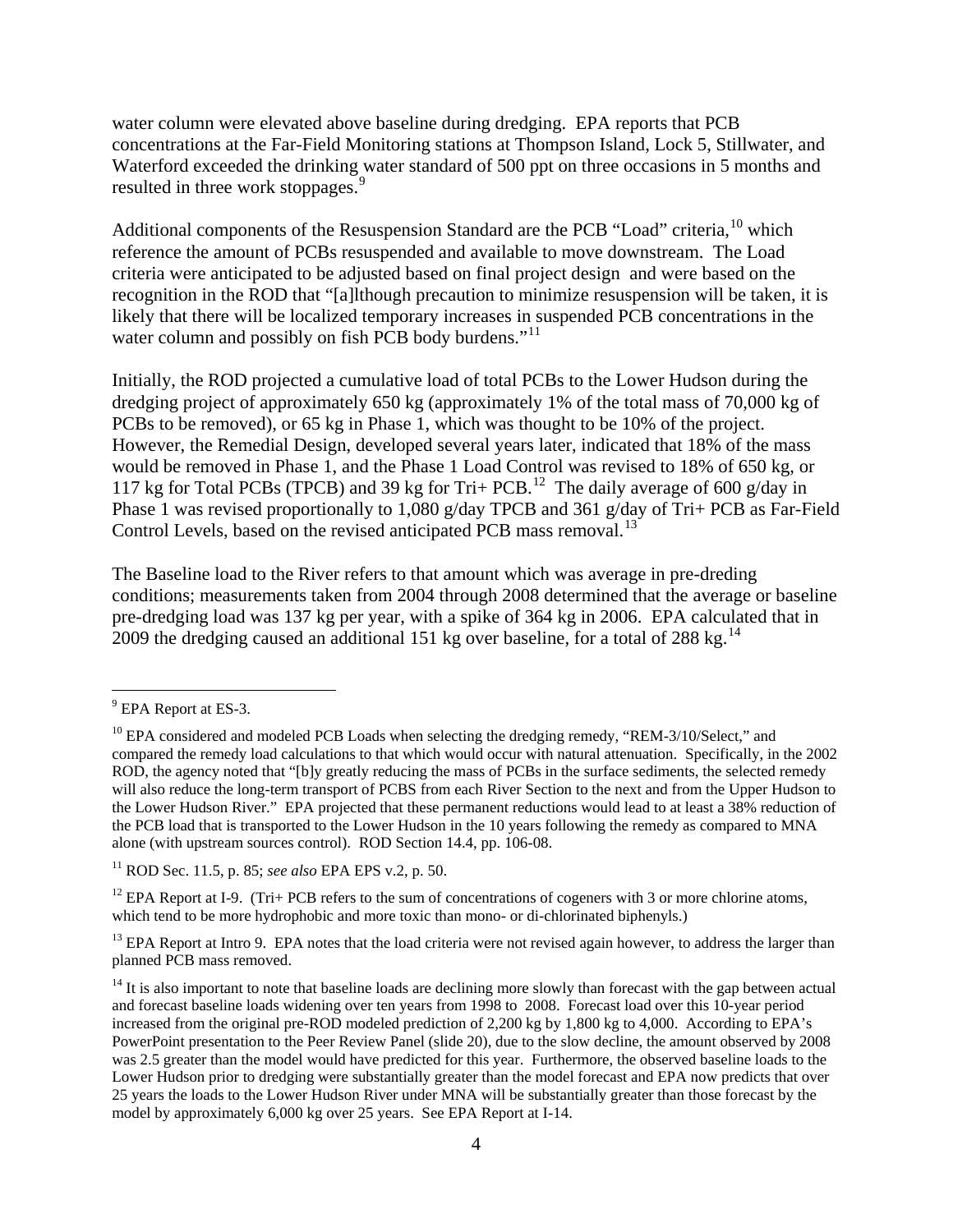water column were elevated above baseline during dredging. EPA reports that PCB concentrations at the Far-Field Monitoring stations at Thompson Island, Lock 5, Stillwater, and Waterford exceeded the drinking water standard of 500 ppt on three occasions in 5 months and resulted in three work stoppages.[9]

Additional components of the Resuspension Standard are the PCB "Load" criteria,[10] which reference the amount of PCBs resuspended and available to move downstream. The Load criteria were anticipated to be adjusted based on final project design and were based on the recognition in the ROD that "[a]lthough precaution to minimize resuspension will be taken, it is likely that there will be localized temporary increases in suspended PCB concentrations in the water column and possibly on fish PCB body burdens."[11]

Initially, the ROD projected a cumulative load of total PCBs to the Lower Hudson during the dredging project of approximately 650 kg (approximately 1% of the total mass of 70,000 kg of PCBs to be removed), or 65 kg in Phase 1, which was thought to be 10% of the project. However, the Remedial Design, developed several years later, indicated that 18% of the mass would be removed in Phase 1, and the Phase 1 Load Control was revised to 18% of 650 kg, or 117 kg for Total PCBs (TPCB) and 39 kg for Tri+ PCB.[12] The daily average of 600 g/day in Phase 1 was revised proportionally to 1,080 g/day TPCB and 361 g/day of Tri+ PCB as Far-Field Control Levels, based on the revised anticipated PCB mass removal.[13]

The Baseline load to the River refers to that amount which was average in pre-dreding conditions; measurements taken from 2004 through 2008 determined that the average or baseline pre-dredging load was 137 kg per year, with a spike of 364 kg in 2006. EPA calculated that in 2009 the dredging caused an additional 151 kg over baseline, for a total of 288 kg.[14]

---

[9] EPA Report at ES-3.

[10] EPA considered and modeled PCB Loads when selecting the dredging remedy, "REM-3/10/Select," and compared the remedy load calculations to that which would occur with natural attenuation. Specifically, in the 2002 ROD, the agency noted that "[b]y greatly reducing the mass of PCBs in the surface sediments, the selected remedy will also reduce the long-term transport of PCBS from each River Section to the next and from the Upper Hudson to the Lower Hudson River." EPA projected that these permanent reductions would lead to at least a 38% reduction of the PCB load that is transported to the Lower Hudson in the 10 years following the remedy as compared to MNA alone (with upstream sources control). ROD Section 14.4, pp. 106-08.

[11] ROD Sec. 11.5, p. 85; *see also* EPA EPS v.2, p. 50.

[12] EPA Report at I-9. (Tri+ PCB refers to the sum of concentrations of cogeners with 3 or more chlorine atoms, which tend to be more hydrophobic and more toxic than mono- or di-chlorinated biphenyls.)

[13] EPA Report at Intro 9. EPA notes that the load criteria were not revised again however, to address the larger than planned PCB mass removed.

[14] It is also important to note that baseline loads are declining more slowly than forecast with the gap between actual and forecast baseline loads widening over ten years from 1998 to 2008. Forecast load over this 10-year period increased from the original pre-ROD modeled prediction of 2,200 kg by 1,800 kg to 4,000. According to EPA's PowerPoint presentation to the Peer Review Panel (slide 20), due to the slow decline, the amount observed by 2008 was 2.5 greater than the model would have predicted for this year. Furthermore, the observed baseline loads to the Lower Hudson prior to dredging were substantially greater than the model forecast and EPA now predicts that over 25 years the loads to the Lower Hudson River under MNA will be substantially greater than those forecast by the model by approximately 6,000 kg over 25 years. See EPA Report at I-14.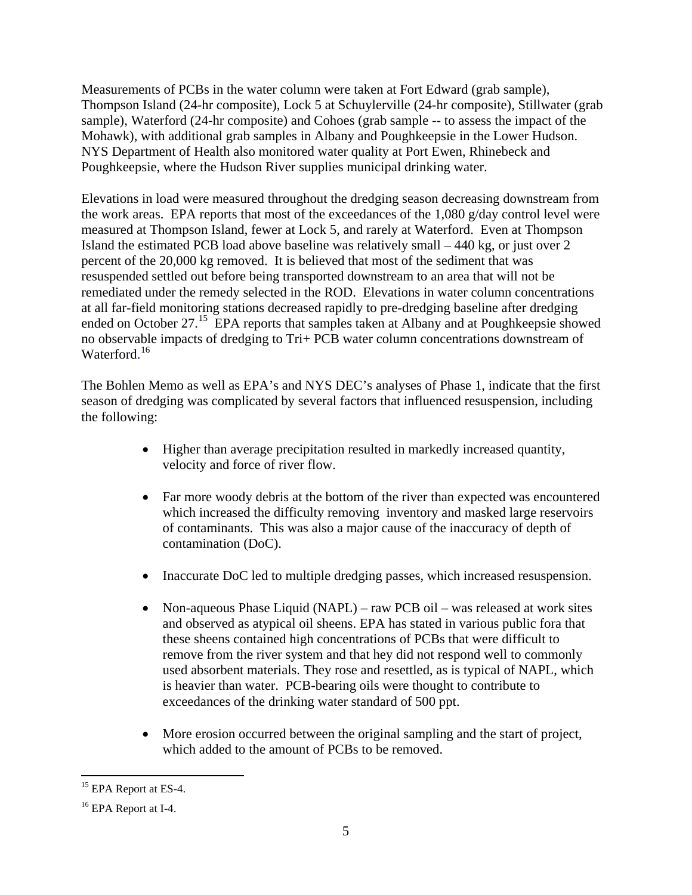Measurements of PCBs in the water column were taken at Fort Edward (grab sample), Thompson Island (24-hr composite), Lock 5 at Schuylerville (24-hr composite), Stillwater (grab sample), Waterford (24-hr composite) and Cohoes (grab sample -- to assess the impact of the Mohawk), with additional grab samples in Albany and Poughkeepsie in the Lower Hudson. NYS Department of Health also monitored water quality at Port Ewen, Rhinebeck and Poughkeepsie, where the Hudson River supplies municipal drinking water.

Elevations in load were measured throughout the dredging season decreasing downstream from the work areas. EPA reports that most of the exceedances of the 1,080 g/day control level were measured at Thompson Island, fewer at Lock 5, and rarely at Waterford. Even at Thompson Island the estimated PCB load above baseline was relatively small – 440 kg, or just over 2 percent of the 20,000 kg removed. It is believed that most of the sediment that was resuspended settled out before being transported downstream to an area that will not be remediated under the remedy selected in the ROD. Elevations in water column concentrations at all far-field monitoring stations decreased rapidly to pre-dredging baseline after dredging ended on October 27.[15] EPA reports that samples taken at Albany and at Poughkeepsie showed no observable impacts of dredging to Tri+ PCB water column concentrations downstream of Waterford.[16]

The Bohlen Memo as well as EPA's and NYS DEC's analyses of Phase 1, indicate that the first season of dredging was complicated by several factors that influenced resuspension, including the following:

- Higher than average precipitation resulted in markedly increased quantity, velocity and force of river flow.
- Far more woody debris at the bottom of the river than expected was encountered which increased the difficulty removing inventory and masked large reservoirs of contaminants. This was also a major cause of the inaccuracy of depth of contamination (DoC).
- Inaccurate DoC led to multiple dredging passes, which increased resuspension.
- Non-aqueous Phase Liquid (NAPL) – raw PCB oil – was released at work sites and observed as atypical oil sheens. EPA has stated in various public fora that these sheens contained high concentrations of PCBs that were difficult to remove from the river system and that hey did not respond well to commonly used absorbent materials. They rose and resettled, as is typical of NAPL, which is heavier than water. PCB-bearing oils were thought to contribute to exceedances of the drinking water standard of 500 ppt.
- More erosion occurred between the original sampling and the start of project, which added to the amount of PCBs to be removed.

[15] EPA Report at ES-4.

[16] EPA Report at I-4.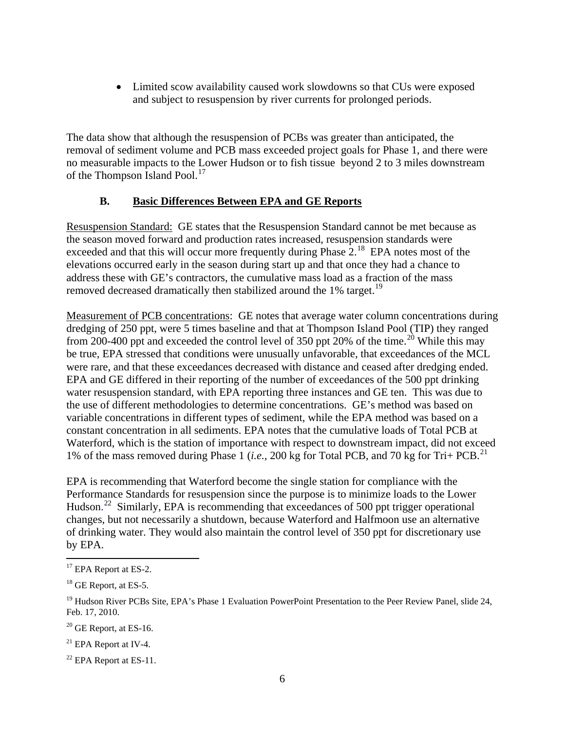- Limited scow availability caused work slowdowns so that CUs were exposed and subject to resuspension by river currents for prolonged periods.

The data show that although the resuspension of PCBs was greater than anticipated, the removal of sediment volume and PCB mass exceeded project goals for Phase 1, and there were no measurable impacts to the Lower Hudson or to fish tissue beyond 2 to 3 miles downstream of the Thompson Island Pool.[17]

### B. Basic Differences Between EPA and GE Reports

Resuspension Standard: GE states that the Resuspension Standard cannot be met because as the season moved forward and production rates increased, resuspension standards were exceeded and that this will occur more frequently during Phase 2.[18] EPA notes most of the elevations occurred early in the season during start up and that once they had a chance to address these with GE's contractors, the cumulative mass load as a fraction of the mass removed decreased dramatically then stabilized around the 1% target.[19]

Measurement of PCB concentrations: GE notes that average water column concentrations during dredging of 250 ppt, were 5 times baseline and that at Thompson Island Pool (TIP) they ranged from 200-400 ppt and exceeded the control level of 350 ppt 20% of the time.[20] While this may be true, EPA stressed that conditions were unusually unfavorable, that exceedances of the MCL were rare, and that these exceedances decreased with distance and ceased after dredging ended. EPA and GE differed in their reporting of the number of exceedances of the 500 ppt drinking water resuspension standard, with EPA reporting three instances and GE ten. This was due to the use of different methodologies to determine concentrations. GE's method was based on variable concentrations in different types of sediment, while the EPA method was based on a constant concentration in all sediments. EPA notes that the cumulative loads of Total PCB at Waterford, which is the station of importance with respect to downstream impact, did not exceed 1% of the mass removed during Phase 1 (*i.e.*, 200 kg for Total PCB, and 70 kg for Tri+ PCB.[21]

EPA is recommending that Waterford become the single station for compliance with the Performance Standards for resuspension since the purpose is to minimize loads to the Lower Hudson.[22] Similarly, EPA is recommending that exceedances of 500 ppt trigger operational changes, but not necessarily a shutdown, because Waterford and Halfmoon use an alternative of drinking water. They would also maintain the control level of 350 ppt for discretionary use by EPA.

---

[17] EPA Report at ES-2.

[18] GE Report, at ES-5.

[19] Hudson River PCBs Site, EPA's Phase 1 Evaluation PowerPoint Presentation to the Peer Review Panel, slide 24, Feb. 17, 2010.

[20] GE Report, at ES-16.

[21] EPA Report at IV-4.

[22] EPA Report at ES-11.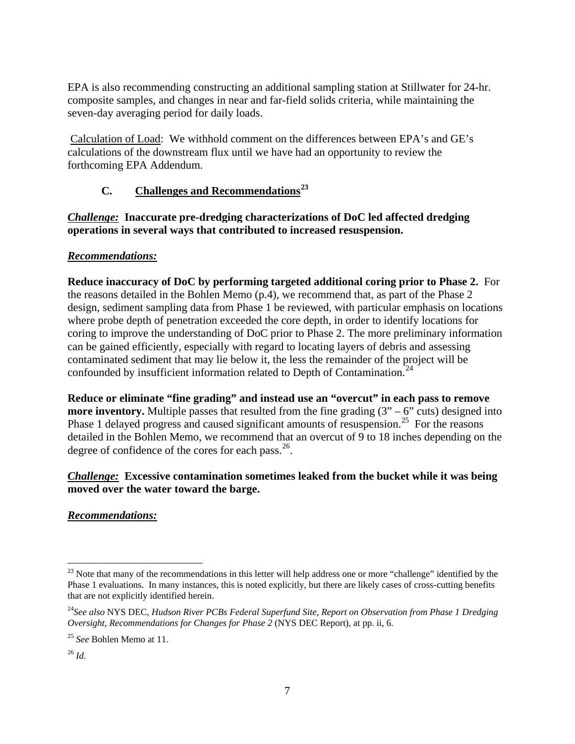EPA is also recommending constructing an additional sampling station at Stillwater for 24-hr. composite samples, and changes in near and far-field solids criteria, while maintaining the seven-day averaging period for daily loads.

Calculation of Load: We withhold comment on the differences between EPA's and GE's calculations of the downstream flux until we have had an opportunity to review the forthcoming EPA Addendum.

### C. Challenges and Recommendations[23]

***Challenge:*** **Inaccurate pre-dredging characterizations of DoC led affected dredging operations in several ways that contributed to increased resuspension.**

***Recommendations:***

**Reduce inaccuracy of DoC by performing targeted additional coring prior to Phase 2.** For the reasons detailed in the Bohlen Memo (p.4), we recommend that, as part of the Phase 2 design, sediment sampling data from Phase 1 be reviewed, with particular emphasis on locations where probe depth of penetration exceeded the core depth, in order to identify locations for coring to improve the understanding of DoC prior to Phase 2. The more preliminary information can be gained efficiently, especially with regard to locating layers of debris and assessing contaminated sediment that may lie below it, the less the remainder of the project will be confounded by insufficient information related to Depth of Contamination.[24]

**Reduce or eliminate "fine grading" and instead use an "overcut" in each pass to remove more inventory.** Multiple passes that resulted from the fine grading (3" – 6" cuts) designed into Phase 1 delayed progress and caused significant amounts of resuspension.[25] For the reasons detailed in the Bohlen Memo, we recommend that an overcut of 9 to 18 inches depending on the degree of confidence of the cores for each pass.[26].

***Challenge:*** **Excessive contamination sometimes leaked from the bucket while it was being moved over the water toward the barge.**

***Recommendations:***

---

[23] Note that many of the recommendations in this letter will help address one or more "challenge" identified by the Phase 1 evaluations. In many instances, this is noted explicitly, but there are likely cases of cross-cutting benefits that are not explicitly identified herein.

[24] *See also* NYS DEC, *Hudson River PCBs Federal Superfund Site, Report on Observation from Phase 1 Dredging Oversight, Recommendations for Changes for Phase 2* (NYS DEC Report), at pp. ii, 6.

[25] *See* Bohlen Memo at 11.

[26] *Id*.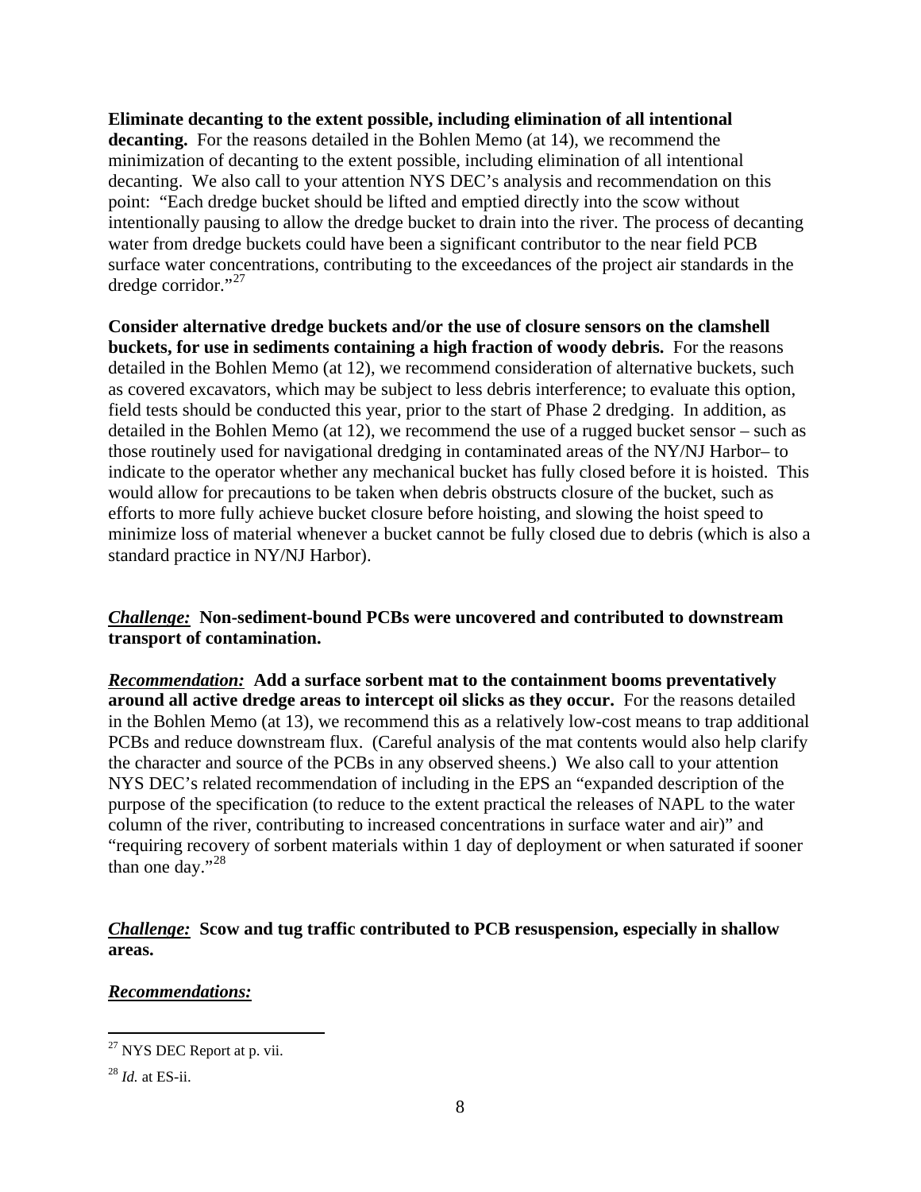**Eliminate decanting to the extent possible, including elimination of all intentional decanting.** For the reasons detailed in the Bohlen Memo (at 14), we recommend the minimization of decanting to the extent possible, including elimination of all intentional decanting. We also call to your attention NYS DEC's analysis and recommendation on this point: "Each dredge bucket should be lifted and emptied directly into the scow without intentionally pausing to allow the dredge bucket to drain into the river. The process of decanting water from dredge buckets could have been a significant contributor to the near field PCB surface water concentrations, contributing to the exceedances of the project air standards in the dredge corridor."[27]

**Consider alternative dredge buckets and/or the use of closure sensors on the clamshell buckets, for use in sediments containing a high fraction of woody debris.** For the reasons detailed in the Bohlen Memo (at 12), we recommend consideration of alternative buckets, such as covered excavators, which may be subject to less debris interference; to evaluate this option, field tests should be conducted this year, prior to the start of Phase 2 dredging. In addition, as detailed in the Bohlen Memo (at 12), we recommend the use of a rugged bucket sensor – such as those routinely used for navigational dredging in contaminated areas of the NY/NJ Harbor– to indicate to the operator whether any mechanical bucket has fully closed before it is hoisted. This would allow for precautions to be taken when debris obstructs closure of the bucket, such as efforts to more fully achieve bucket closure before hoisting, and slowing the hoist speed to minimize loss of material whenever a bucket cannot be fully closed due to debris (which is also a standard practice in NY/NJ Harbor).

***Challenge:*** **Non-sediment-bound PCBs were uncovered and contributed to downstream transport of contamination.**

***Recommendation:*** **Add a surface sorbent mat to the containment booms preventatively around all active dredge areas to intercept oil slicks as they occur.** For the reasons detailed in the Bohlen Memo (at 13), we recommend this as a relatively low-cost means to trap additional PCBs and reduce downstream flux. (Careful analysis of the mat contents would also help clarify the character and source of the PCBs in any observed sheens.) We also call to your attention NYS DEC's related recommendation of including in the EPS an "expanded description of the purpose of the specification (to reduce to the extent practical the releases of NAPL to the water column of the river, contributing to increased concentrations in surface water and air)" and "requiring recovery of sorbent materials within 1 day of deployment or when saturated if sooner than one day."[28]

***Challenge:*** **Scow and tug traffic contributed to PCB resuspension, especially in shallow areas.**

***Recommendations:***

---

[27] NYS DEC Report at p. vii.

[28] *Id.* at ES-ii.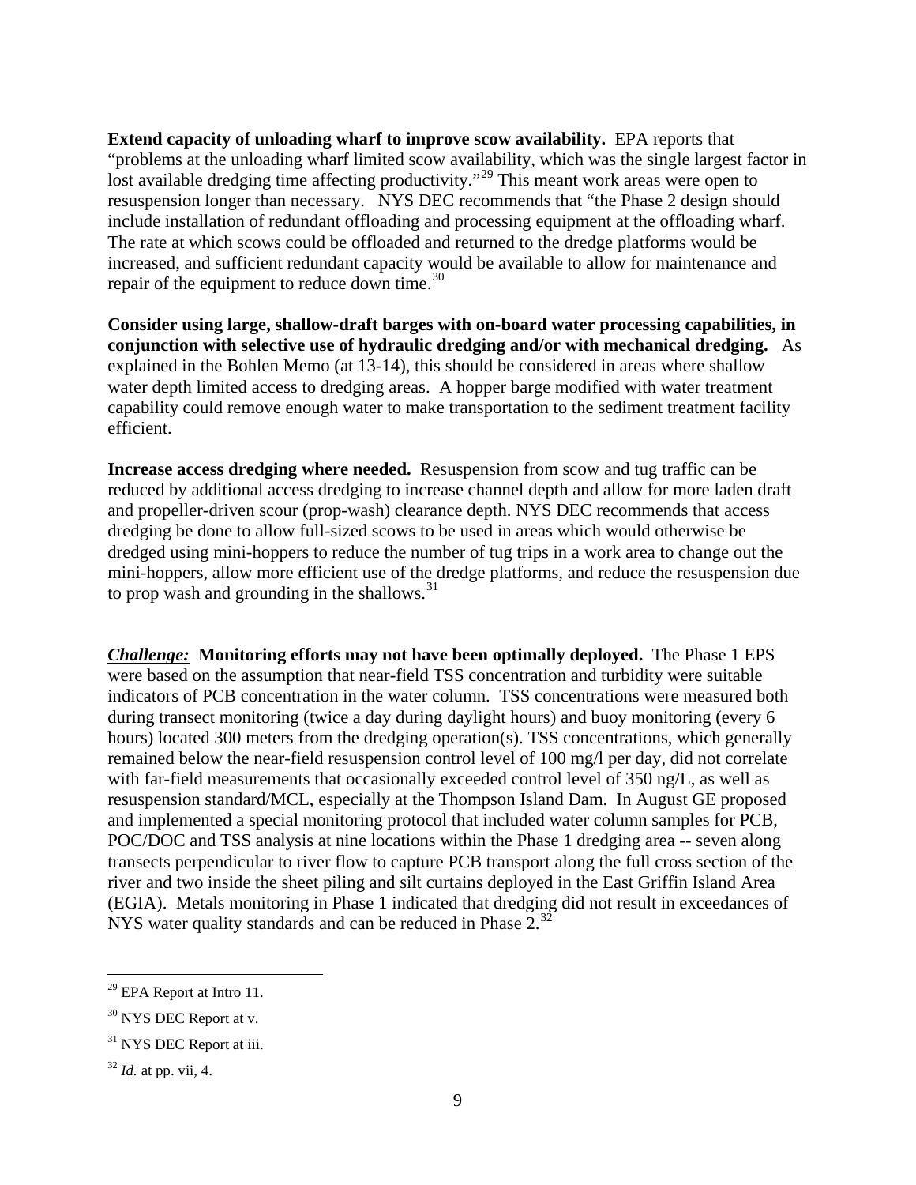**Extend capacity of unloading wharf to improve scow availability.** EPA reports that "problems at the unloading wharf limited scow availability, which was the single largest factor in lost available dredging time affecting productivity."[29] This meant work areas were open to resuspension longer than necessary. NYS DEC recommends that "the Phase 2 design should include installation of redundant offloading and processing equipment at the offloading wharf. The rate at which scows could be offloaded and returned to the dredge platforms would be increased, and sufficient redundant capacity would be available to allow for maintenance and repair of the equipment to reduce down time.[30]

**Consider using large, shallow-draft barges with on-board water processing capabilities, in conjunction with selective use of hydraulic dredging and/or with mechanical dredging.** As explained in the Bohlen Memo (at 13-14), this should be considered in areas where shallow water depth limited access to dredging areas. A hopper barge modified with water treatment capability could remove enough water to make transportation to the sediment treatment facility efficient.

**Increase access dredging where needed.** Resuspension from scow and tug traffic can be reduced by additional access dredging to increase channel depth and allow for more laden draft and propeller-driven scour (prop-wash) clearance depth. NYS DEC recommends that access dredging be done to allow full-sized scows to be used in areas which would otherwise be dredged using mini-hoppers to reduce the number of tug trips in a work area to change out the mini-hoppers, allow more efficient use of the dredge platforms, and reduce the resuspension due to prop wash and grounding in the shallows.[31]

***Challenge:*** **Monitoring efforts may not have been optimally deployed.** The Phase 1 EPS were based on the assumption that near-field TSS concentration and turbidity were suitable indicators of PCB concentration in the water column. TSS concentrations were measured both during transect monitoring (twice a day during daylight hours) and buoy monitoring (every 6 hours) located 300 meters from the dredging operation(s). TSS concentrations, which generally remained below the near-field resuspension control level of 100 mg/l per day, did not correlate with far-field measurements that occasionally exceeded control level of 350 ng/L, as well as resuspension standard/MCL, especially at the Thompson Island Dam. In August GE proposed and implemented a special monitoring protocol that included water column samples for PCB, POC/DOC and TSS analysis at nine locations within the Phase 1 dredging area -- seven along transects perpendicular to river flow to capture PCB transport along the full cross section of the river and two inside the sheet piling and silt curtains deployed in the East Griffin Island Area (EGIA). Metals monitoring in Phase 1 indicated that dredging did not result in exceedances of NYS water quality standards and can be reduced in Phase 2.[32]

---

[29] EPA Report at Intro 11.

[30] NYS DEC Report at v.

[31] NYS DEC Report at iii.

[32] *Id.* at pp. vii, 4.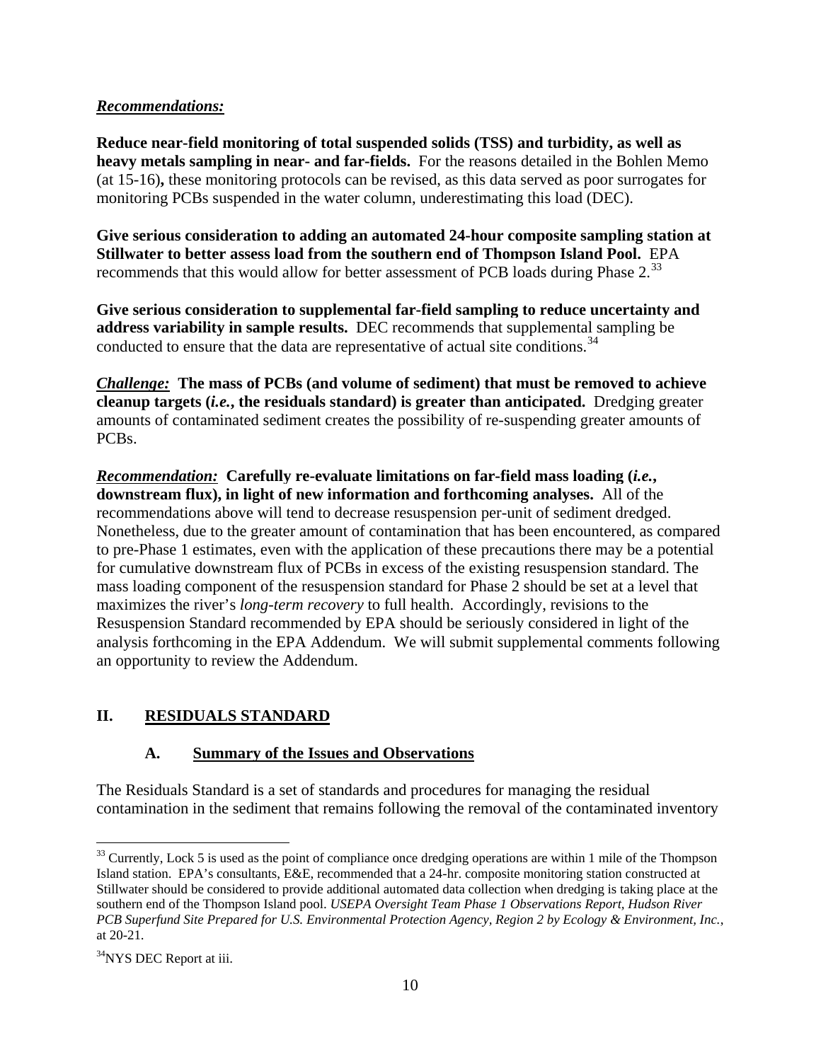***Recommendations:***

**Reduce near-field monitoring of total suspended solids (TSS) and turbidity, as well as heavy metals sampling in near- and far-fields.** For the reasons detailed in the Bohlen Memo (at 15-16)**,** these monitoring protocols can be revised, as this data served as poor surrogates for monitoring PCBs suspended in the water column, underestimating this load (DEC).

**Give serious consideration to adding an automated 24-hour composite sampling station at Stillwater to better assess load from the southern end of Thompson Island Pool.** EPA recommends that this would allow for better assessment of PCB loads during Phase 2.[33]

**Give serious consideration to supplemental far-field sampling to reduce uncertainty and address variability in sample results.** DEC recommends that supplemental sampling be conducted to ensure that the data are representative of actual site conditions.[34]

***Challenge:*** **The mass of PCBs (and volume of sediment) that must be removed to achieve cleanup targets (*i.e.*, the residuals standard) is greater than anticipated.** Dredging greater amounts of contaminated sediment creates the possibility of re-suspending greater amounts of PCBs.

***Recommendation:*** **Carefully re-evaluate limitations on far-field mass loading (*i.e.*, downstream flux), in light of new information and forthcoming analyses.** All of the recommendations above will tend to decrease resuspension per-unit of sediment dredged. Nonetheless, due to the greater amount of contamination that has been encountered, as compared to pre-Phase 1 estimates, even with the application of these precautions there may be a potential for cumulative downstream flux of PCBs in excess of the existing resuspension standard. The mass loading component of the resuspension standard for Phase 2 should be set at a level that maximizes the river's *long-term recovery* to full health. Accordingly, revisions to the Resuspension Standard recommended by EPA should be seriously considered in light of the analysis forthcoming in the EPA Addendum. We will submit supplemental comments following an opportunity to review the Addendum.

## II. RESIDUALS STANDARD

### A. Summary of the Issues and Observations

The Residuals Standard is a set of standards and procedures for managing the residual contamination in the sediment that remains following the removal of the contaminated inventory

---

[33] Currently, Lock 5 is used as the point of compliance once dredging operations are within 1 mile of the Thompson Island station. EPA's consultants, E&E, recommended that a 24-hr. composite monitoring station constructed at Stillwater should be considered to provide additional automated data collection when dredging is taking place at the southern end of the Thompson Island pool. *USEPA Oversight Team Phase 1 Observations Report, Hudson River PCB Superfund Site Prepared for U.S. Environmental Protection Agency, Region 2 by Ecology & Environment, Inc.*, at 20-21.

[34] NYS DEC Report at iii.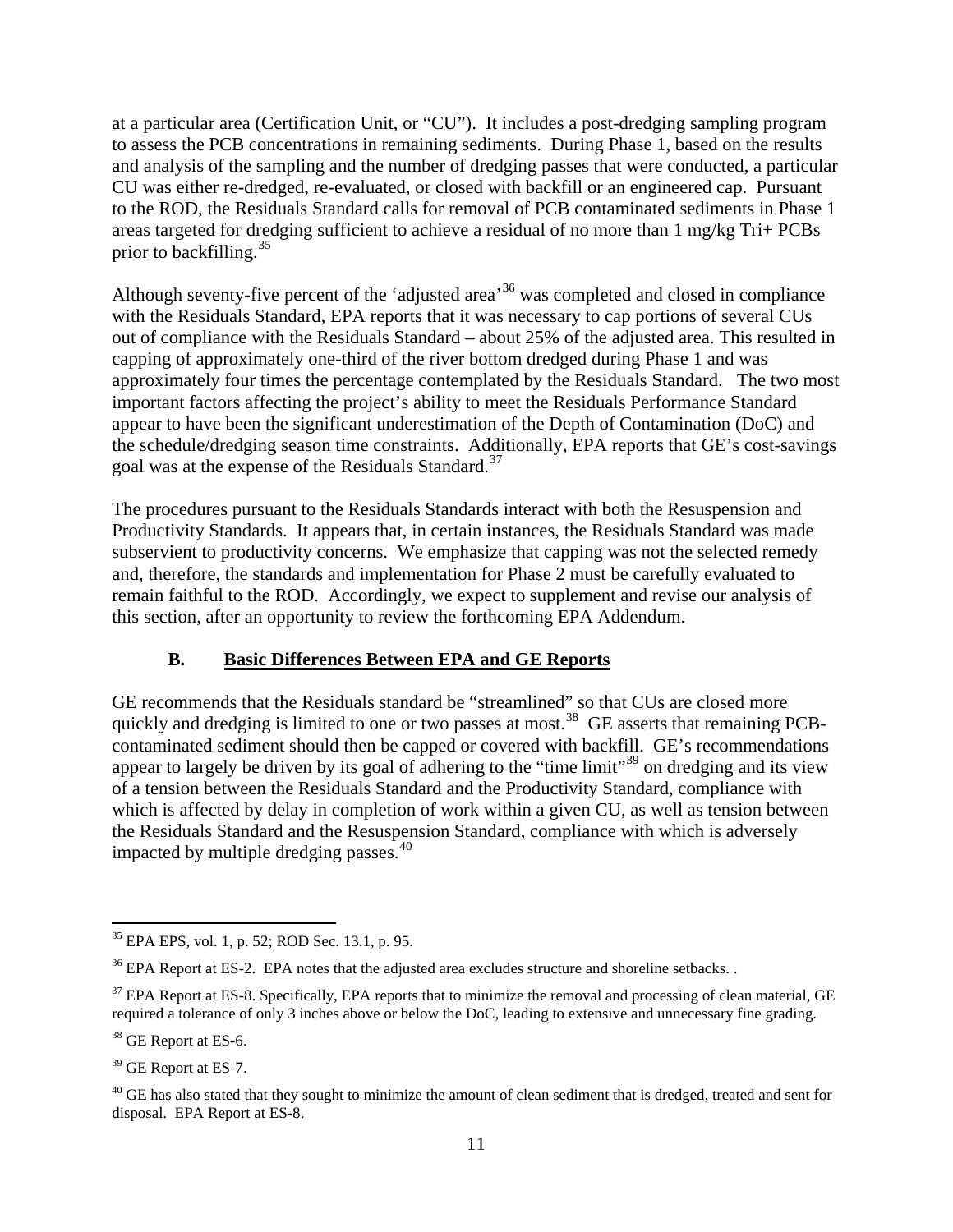at a particular area (Certification Unit, or "CU"). It includes a post-dredging sampling program to assess the PCB concentrations in remaining sediments. During Phase 1, based on the results and analysis of the sampling and the number of dredging passes that were conducted, a particular CU was either re-dredged, re-evaluated, or closed with backfill or an engineered cap. Pursuant to the ROD, the Residuals Standard calls for removal of PCB contaminated sediments in Phase 1 areas targeted for dredging sufficient to achieve a residual of no more than 1 mg/kg Tri+ PCBs prior to backfilling.[35]

Although seventy-five percent of the 'adjusted area'[36] was completed and closed in compliance with the Residuals Standard, EPA reports that it was necessary to cap portions of several CUs out of compliance with the Residuals Standard – about 25% of the adjusted area. This resulted in capping of approximately one-third of the river bottom dredged during Phase 1 and was approximately four times the percentage contemplated by the Residuals Standard. The two most important factors affecting the project's ability to meet the Residuals Performance Standard appear to have been the significant underestimation of the Depth of Contamination (DoC) and the schedule/dredging season time constraints. Additionally, EPA reports that GE's cost-savings goal was at the expense of the Residuals Standard.[37]

The procedures pursuant to the Residuals Standards interact with both the Resuspension and Productivity Standards. It appears that, in certain instances, the Residuals Standard was made subservient to productivity concerns. We emphasize that capping was not the selected remedy and, therefore, the standards and implementation for Phase 2 must be carefully evaluated to remain faithful to the ROD. Accordingly, we expect to supplement and revise our analysis of this section, after an opportunity to review the forthcoming EPA Addendum.

### B. Basic Differences Between EPA and GE Reports

GE recommends that the Residuals standard be "streamlined" so that CUs are closed more quickly and dredging is limited to one or two passes at most.[38] GE asserts that remaining PCB-contaminated sediment should then be capped or covered with backfill. GE's recommendations appear to largely be driven by its goal of adhering to the "time limit"[39] on dredging and its view of a tension between the Residuals Standard and the Productivity Standard, compliance with which is affected by delay in completion of work within a given CU, as well as tension between the Residuals Standard and the Resuspension Standard, compliance with which is adversely impacted by multiple dredging passes.[40]

---

[35] EPA EPS, vol. 1, p. 52; ROD Sec. 13.1, p. 95.

[36] EPA Report at ES-2. EPA notes that the adjusted area excludes structure and shoreline setbacks. .

[37] EPA Report at ES-8. Specifically, EPA reports that to minimize the removal and processing of clean material, GE required a tolerance of only 3 inches above or below the DoC, leading to extensive and unnecessary fine grading.

[38] GE Report at ES-6.

[39] GE Report at ES-7.

[40] GE has also stated that they sought to minimize the amount of clean sediment that is dredged, treated and sent for disposal. EPA Report at ES-8.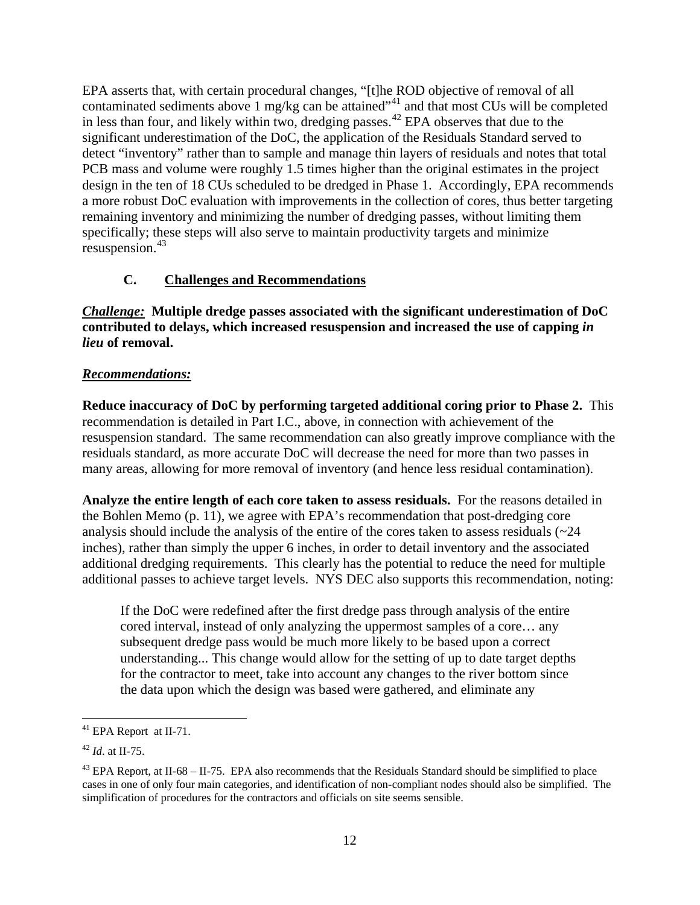EPA asserts that, with certain procedural changes, "[t]he ROD objective of removal of all contaminated sediments above 1 mg/kg can be attained"[41] and that most CUs will be completed in less than four, and likely within two, dredging passes.[42] EPA observes that due to the significant underestimation of the DoC, the application of the Residuals Standard served to detect "inventory" rather than to sample and manage thin layers of residuals and notes that total PCB mass and volume were roughly 1.5 times higher than the original estimates in the project design in the ten of 18 CUs scheduled to be dredged in Phase 1. Accordingly, EPA recommends a more robust DoC evaluation with improvements in the collection of cores, thus better targeting remaining inventory and minimizing the number of dredging passes, without limiting them specifically; these steps will also serve to maintain productivity targets and minimize resuspension.[43]

### C. <u>Challenges and Recommendations</u>

***<u>Challenge:</u>*** **Multiple dredge passes associated with the significant underestimation of DoC contributed to delays, which increased resuspension and increased the use of capping *in lieu* of removal.**

***<u>Recommendations:</u>***

**Reduce inaccuracy of DoC by performing targeted additional coring prior to Phase 2.** This recommendation is detailed in Part I.C., above, in connection with achievement of the resuspension standard. The same recommendation can also greatly improve compliance with the residuals standard, as more accurate DoC will decrease the need for more than two passes in many areas, allowing for more removal of inventory (and hence less residual contamination).

**Analyze the entire length of each core taken to assess residuals.** For the reasons detailed in the Bohlen Memo (p. 11), we agree with EPA's recommendation that post-dredging core analysis should include the analysis of the entire of the cores taken to assess residuals (~24 inches), rather than simply the upper 6 inches, in order to detail inventory and the associated additional dredging requirements. This clearly has the potential to reduce the need for multiple additional passes to achieve target levels. NYS DEC also supports this recommendation, noting:

> If the DoC were redefined after the first dredge pass through analysis of the entire cored interval, instead of only analyzing the uppermost samples of a core… any subsequent dredge pass would be much more likely to be based upon a correct understanding... This change would allow for the setting of up to date target depths for the contractor to meet, take into account any changes to the river bottom since the data upon which the design was based were gathered, and eliminate any

---

[41] EPA Report at II-71.

[42] *Id*. at II-75.

[43] EPA Report, at II-68 – II-75. EPA also recommends that the Residuals Standard should be simplified to place cases in one of only four main categories, and identification of non-compliant nodes should also be simplified. The simplification of procedures for the contractors and officials on site seems sensible.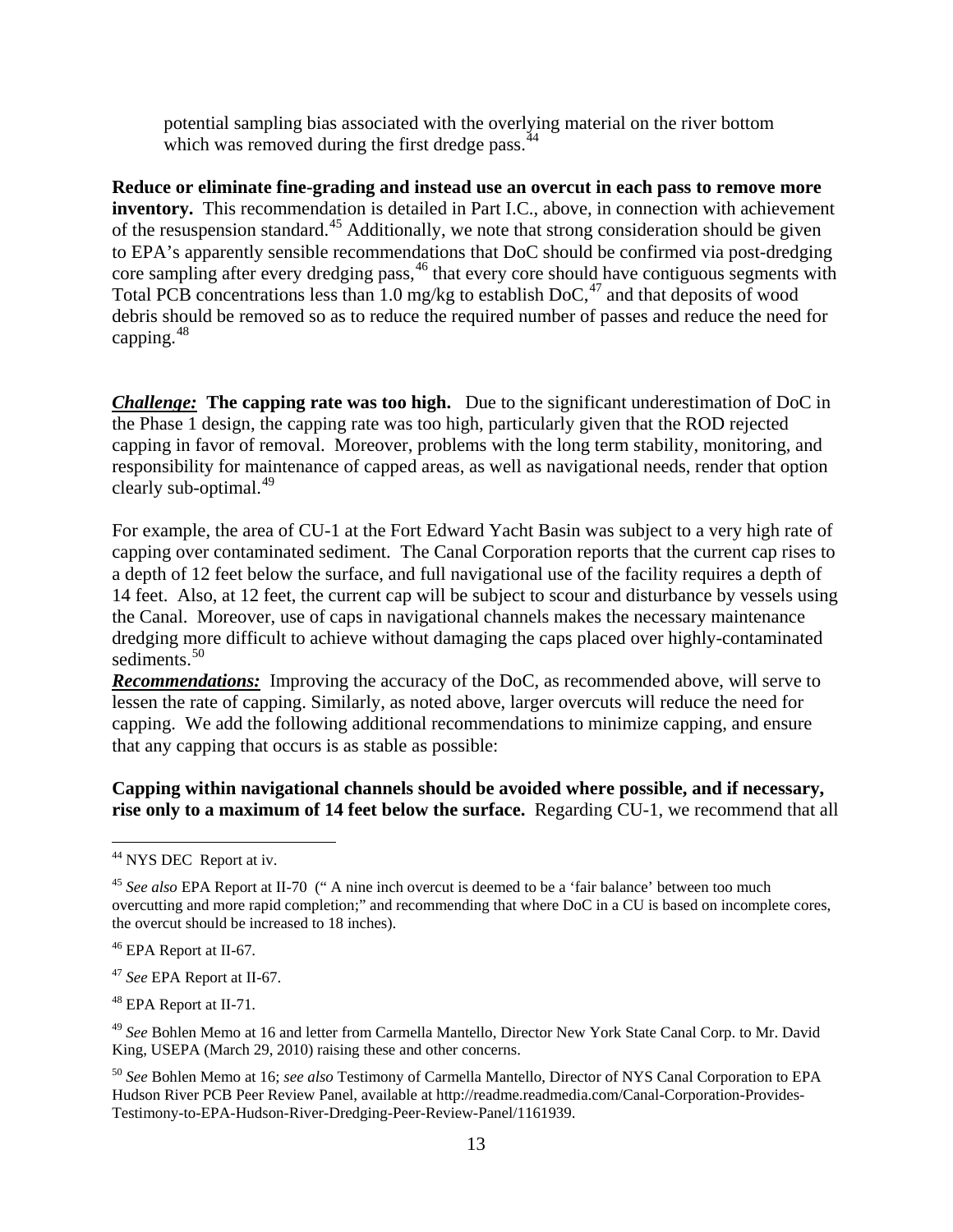potential sampling bias associated with the overlying material on the river bottom which was removed during the first dredge pass.[44]

**Reduce or eliminate fine-grading and instead use an overcut in each pass to remove more inventory.** This recommendation is detailed in Part I.C., above, in connection with achievement of the resuspension standard.[45] Additionally, we note that strong consideration should be given to EPA's apparently sensible recommendations that DoC should be confirmed via post-dredging core sampling after every dredging pass,[46] that every core should have contiguous segments with Total PCB concentrations less than 1.0 mg/kg to establish DoC,[47] and that deposits of wood debris should be removed so as to reduce the required number of passes and reduce the need for capping.[48]

***Challenge:*** **The capping rate was too high.** Due to the significant underestimation of DoC in the Phase 1 design, the capping rate was too high, particularly given that the ROD rejected capping in favor of removal. Moreover, problems with the long term stability, monitoring, and responsibility for maintenance of capped areas, as well as navigational needs, render that option clearly sub-optimal.[49]

For example, the area of CU-1 at the Fort Edward Yacht Basin was subject to a very high rate of capping over contaminated sediment. The Canal Corporation reports that the current cap rises to a depth of 12 feet below the surface, and full navigational use of the facility requires a depth of 14 feet. Also, at 12 feet, the current cap will be subject to scour and disturbance by vessels using the Canal. Moreover, use of caps in navigational channels makes the necessary maintenance dredging more difficult to achieve without damaging the caps placed over highly-contaminated sediments.[50]

***Recommendations:*** Improving the accuracy of the DoC, as recommended above, will serve to lessen the rate of capping. Similarly, as noted above, larger overcuts will reduce the need for capping. We add the following additional recommendations to minimize capping, and ensure that any capping that occurs is as stable as possible:

**Capping within navigational channels should be avoided where possible, and if necessary, rise only to a maximum of 14 feet below the surface.** Regarding CU-1, we recommend that all

---

[44] NYS DEC Report at iv.

[45] *See also* EPA Report at II-70 (" A nine inch overcut is deemed to be a 'fair balance' between too much overcutting and more rapid completion;" and recommending that where DoC in a CU is based on incomplete cores, the overcut should be increased to 18 inches).

[46] EPA Report at II-67.

[47] *See* EPA Report at II-67.

[48] EPA Report at II-71.

[49] *See* Bohlen Memo at 16 and letter from Carmella Mantello, Director New York State Canal Corp. to Mr. David King, USEPA (March 29, 2010) raising these and other concerns.

[50] *See* Bohlen Memo at 16; *see also* Testimony of Carmella Mantello, Director of NYS Canal Corporation to EPA Hudson River PCB Peer Review Panel, available at http://readme.readmedia.com/Canal-Corporation-Provides-Testimony-to-EPA-Hudson-River-Dredging-Peer-Review-Panel/1161939.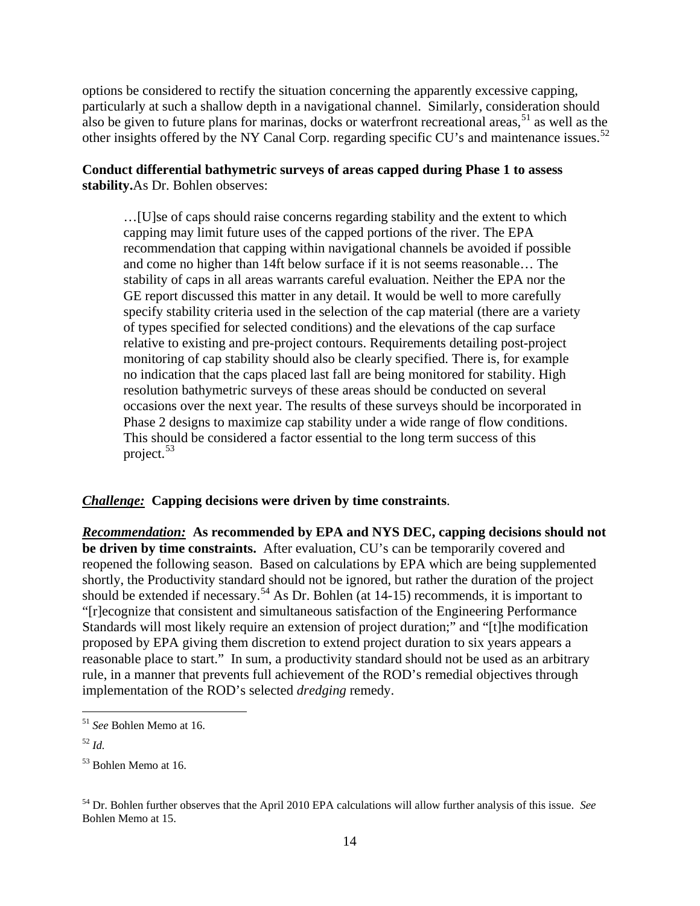options be considered to rectify the situation concerning the apparently excessive capping, particularly at such a shallow depth in a navigational channel. Similarly, consideration should also be given to future plans for marinas, docks or waterfront recreational areas,[51] as well as the other insights offered by the NY Canal Corp. regarding specific CU's and maintenance issues.[52]

**Conduct differential bathymetric surveys of areas capped during Phase 1 to assess stability.** As Dr. Bohlen observes:

> …[U]se of caps should raise concerns regarding stability and the extent to which capping may limit future uses of the capped portions of the river. The EPA recommendation that capping within navigational channels be avoided if possible and come no higher than 14ft below surface if it is not seems reasonable… The stability of caps in all areas warrants careful evaluation. Neither the EPA nor the GE report discussed this matter in any detail. It would be well to more carefully specify stability criteria used in the selection of the cap material (there are a variety of types specified for selected conditions) and the elevations of the cap surface relative to existing and pre-project contours. Requirements detailing post-project monitoring of cap stability should also be clearly specified. There is, for example no indication that the caps placed last fall are being monitored for stability. High resolution bathymetric surveys of these areas should be conducted on several occasions over the next year. The results of these surveys should be incorporated in Phase 2 designs to maximize cap stability under a wide range of flow conditions. This should be considered a factor essential to the long term success of this project.[53]

***Challenge:*** **Capping decisions were driven by time constraints**.

***Recommendation:*** **As recommended by EPA and NYS DEC, capping decisions should not be driven by time constraints.** After evaluation, CU's can be temporarily covered and reopened the following season. Based on calculations by EPA which are being supplemented shortly, the Productivity standard should not be ignored, but rather the duration of the project should be extended if necessary.[54] As Dr. Bohlen (at 14-15) recommends, it is important to "[r]ecognize that consistent and simultaneous satisfaction of the Engineering Performance Standards will most likely require an extension of project duration;" and "[t]he modification proposed by EPA giving them discretion to extend project duration to six years appears a reasonable place to start." In sum, a productivity standard should not be used as an arbitrary rule, in a manner that prevents full achievement of the ROD's remedial objectives through implementation of the ROD's selected *dredging* remedy.

---

[51] *See* Bohlen Memo at 16.

[52] *Id.*

[53] Bohlen Memo at 16.

[54] Dr. Bohlen further observes that the April 2010 EPA calculations will allow further analysis of this issue. *See* Bohlen Memo at 15.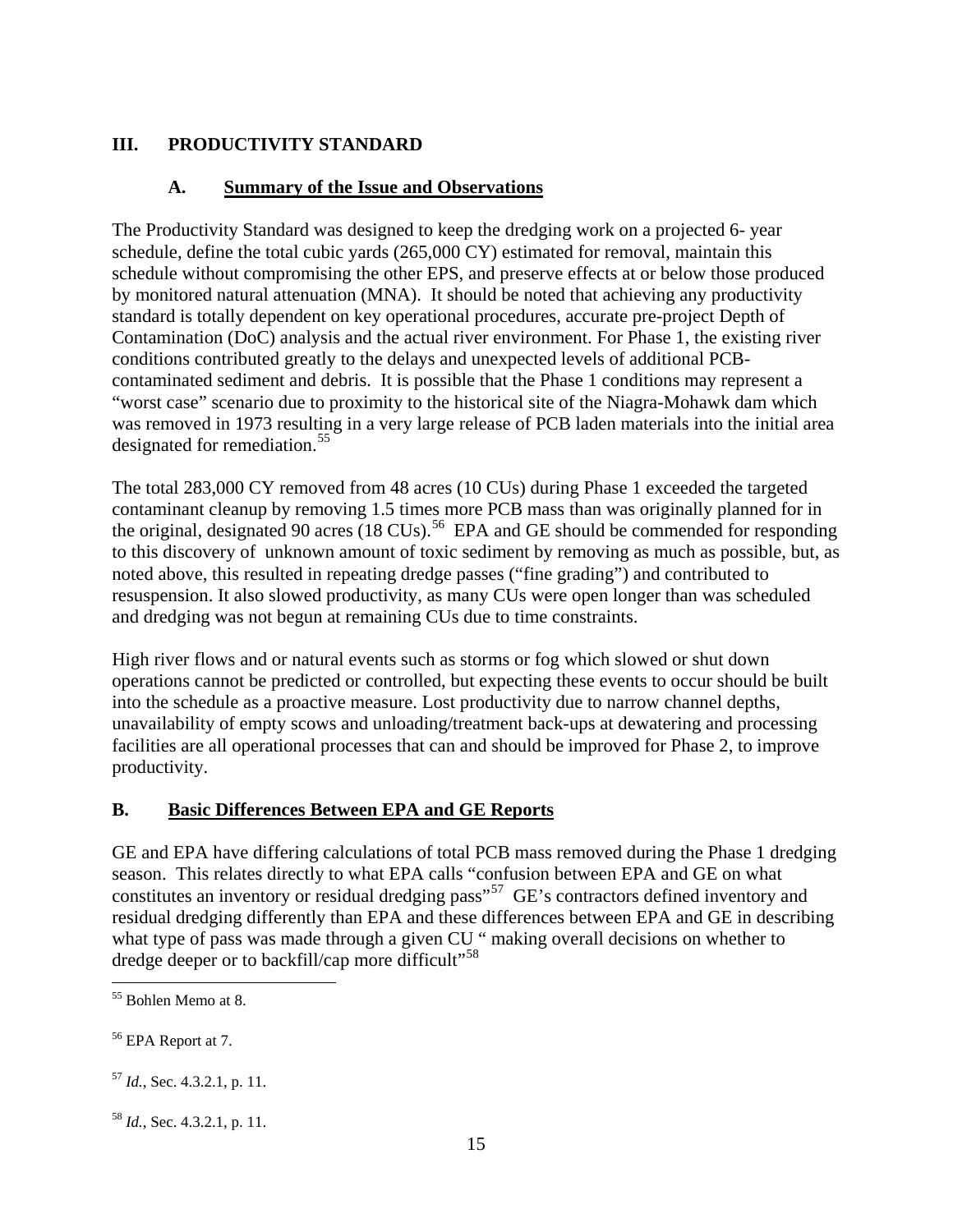## III. PRODUCTIVITY STANDARD

### A. Summary of the Issue and Observations

The Productivity Standard was designed to keep the dredging work on a projected 6- year schedule, define the total cubic yards (265,000 CY) estimated for removal, maintain this schedule without compromising the other EPS, and preserve effects at or below those produced by monitored natural attenuation (MNA). It should be noted that achieving any productivity standard is totally dependent on key operational procedures, accurate pre-project Depth of Contamination (DoC) analysis and the actual river environment. For Phase 1, the existing river conditions contributed greatly to the delays and unexpected levels of additional PCB-contaminated sediment and debris. It is possible that the Phase 1 conditions may represent a "worst case" scenario due to proximity to the historical site of the Niagra-Mohawk dam which was removed in 1973 resulting in a very large release of PCB laden materials into the initial area designated for remediation.[55]

The total 283,000 CY removed from 48 acres (10 CUs) during Phase 1 exceeded the targeted contaminant cleanup by removing 1.5 times more PCB mass than was originally planned for in the original, designated 90 acres (18 CUs).[56] EPA and GE should be commended for responding to this discovery of unknown amount of toxic sediment by removing as much as possible, but, as noted above, this resulted in repeating dredge passes ("fine grading") and contributed to resuspension. It also slowed productivity, as many CUs were open longer than was scheduled and dredging was not begun at remaining CUs due to time constraints.

High river flows and or natural events such as storms or fog which slowed or shut down operations cannot be predicted or controlled, but expecting these events to occur should be built into the schedule as a proactive measure. Lost productivity due to narrow channel depths, unavailability of empty scows and unloading/treatment back-ups at dewatering and processing facilities are all operational processes that can and should be improved for Phase 2, to improve productivity.

### B. Basic Differences Between EPA and GE Reports

GE and EPA have differing calculations of total PCB mass removed during the Phase 1 dredging season. This relates directly to what EPA calls "confusion between EPA and GE on what constitutes an inventory or residual dredging pass"[57] GE's contractors defined inventory and residual dredging differently than EPA and these differences between EPA and GE in describing what type of pass was made through a given CU " making overall decisions on whether to dredge deeper or to backfill/cap more difficult"[58]

---

[55] Bohlen Memo at 8.

[56] EPA Report at 7.

[57] *Id.*, Sec. 4.3.2.1, p. 11.

[58] *Id.*, Sec. 4.3.2.1, p. 11.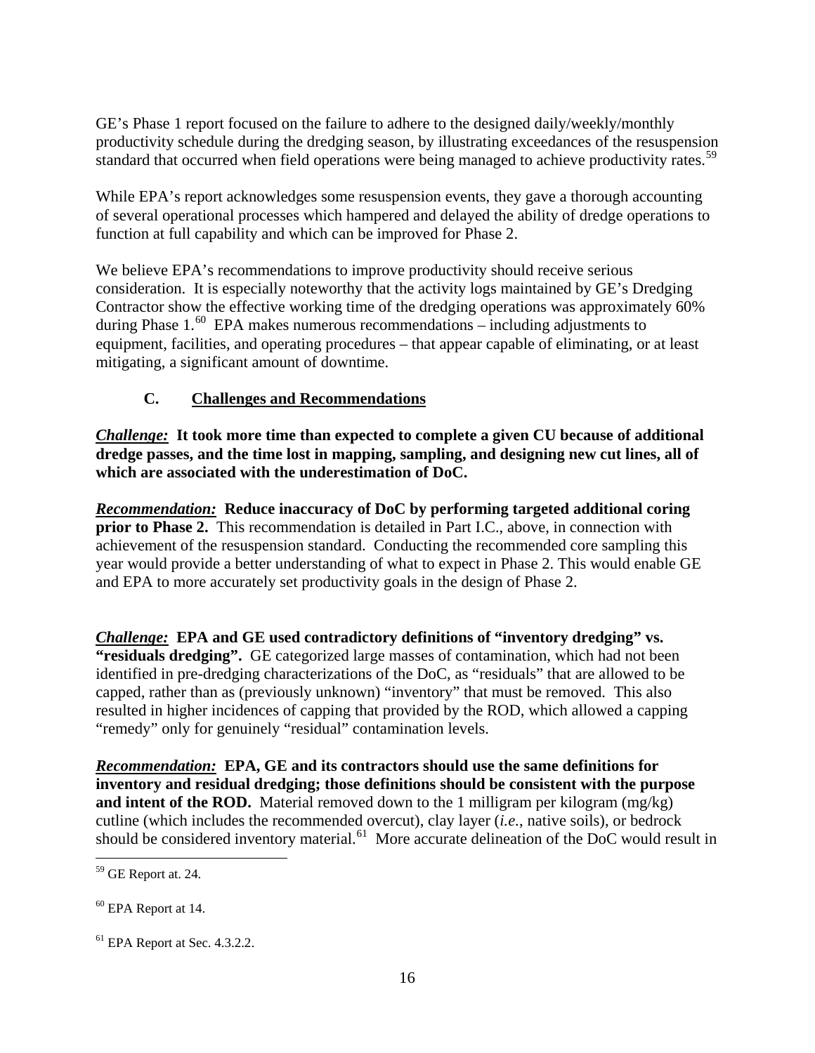GE's Phase 1 report focused on the failure to adhere to the designed daily/weekly/monthly productivity schedule during the dredging season, by illustrating exceedances of the resuspension standard that occurred when field operations were being managed to achieve productivity rates.[59]

While EPA's report acknowledges some resuspension events, they gave a thorough accounting of several operational processes which hampered and delayed the ability of dredge operations to function at full capability and which can be improved for Phase 2.

We believe EPA's recommendations to improve productivity should receive serious consideration. It is especially noteworthy that the activity logs maintained by GE's Dredging Contractor show the effective working time of the dredging operations was approximately 60% during Phase 1.[60] EPA makes numerous recommendations – including adjustments to equipment, facilities, and operating procedures – that appear capable of eliminating, or at least mitigating, a significant amount of downtime.

### C. Challenges and Recommendations

***Challenge:*** **It took more time than expected to complete a given CU because of additional dredge passes, and the time lost in mapping, sampling, and designing new cut lines, all of which are associated with the underestimation of DoC.**

***Recommendation:*** **Reduce inaccuracy of DoC by performing targeted additional coring prior to Phase 2.** This recommendation is detailed in Part I.C., above, in connection with achievement of the resuspension standard. Conducting the recommended core sampling this year would provide a better understanding of what to expect in Phase 2. This would enable GE and EPA to more accurately set productivity goals in the design of Phase 2.

***Challenge:*** **EPA and GE used contradictory definitions of "inventory dredging" vs. "residuals dredging".** GE categorized large masses of contamination, which had not been identified in pre-dredging characterizations of the DoC, as "residuals" that are allowed to be capped, rather than as (previously unknown) "inventory" that must be removed. This also resulted in higher incidences of capping that provided by the ROD, which allowed a capping "remedy" only for genuinely "residual" contamination levels.

***Recommendation:*** **EPA, GE and its contractors should use the same definitions for inventory and residual dredging; those definitions should be consistent with the purpose and intent of the ROD.** Material removed down to the 1 milligram per kilogram (mg/kg) cutline (which includes the recommended overcut), clay layer (*i.e.*, native soils), or bedrock should be considered inventory material.[61] More accurate delineation of the DoC would result in

---

[59] GE Report at. 24.

[60] EPA Report at 14.

[61] EPA Report at Sec. 4.3.2.2.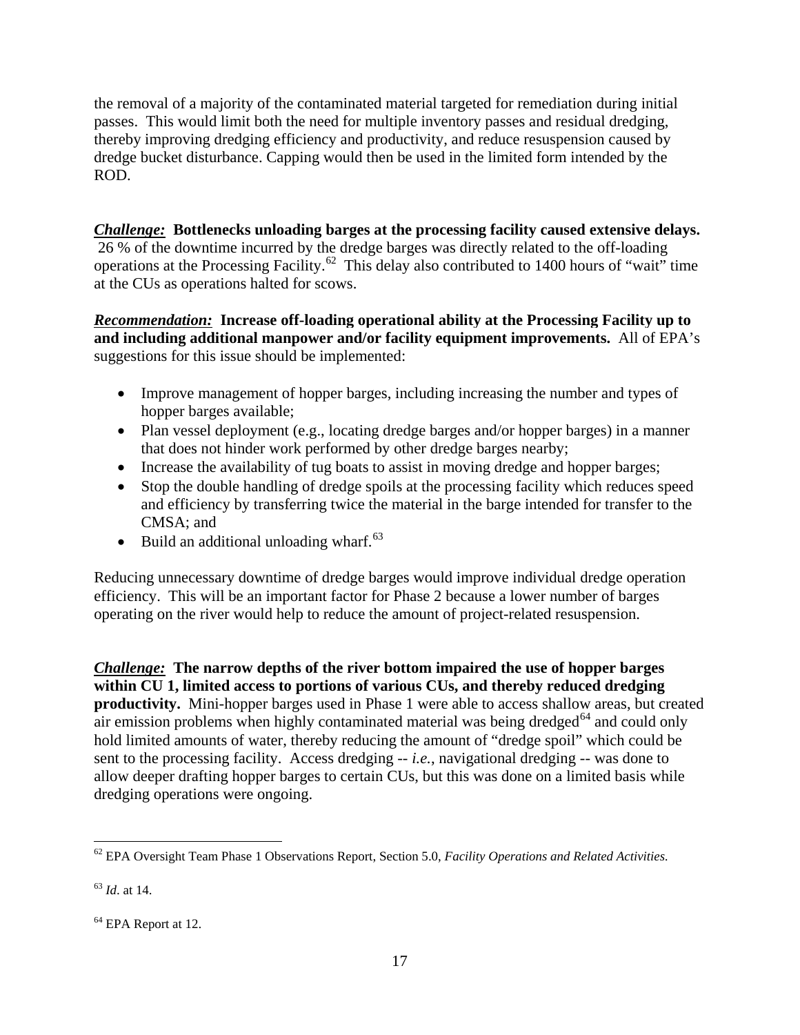the removal of a majority of the contaminated material targeted for remediation during initial passes. This would limit both the need for multiple inventory passes and residual dredging, thereby improving dredging efficiency and productivity, and reduce resuspension caused by dredge bucket disturbance. Capping would then be used in the limited form intended by the ROD.

***Challenge:*** **Bottlenecks unloading barges at the processing facility caused extensive delays.** 26 % of the downtime incurred by the dredge barges was directly related to the off-loading operations at the Processing Facility.[62] This delay also contributed to 1400 hours of "wait" time at the CUs as operations halted for scows.

***Recommendation:*** **Increase off-loading operational ability at the Processing Facility up to and including additional manpower and/or facility equipment improvements.** All of EPA's suggestions for this issue should be implemented:

- Improve management of hopper barges, including increasing the number and types of hopper barges available;
- Plan vessel deployment (e.g., locating dredge barges and/or hopper barges) in a manner that does not hinder work performed by other dredge barges nearby;
- Increase the availability of tug boats to assist in moving dredge and hopper barges;
- Stop the double handling of dredge spoils at the processing facility which reduces speed and efficiency by transferring twice the material in the barge intended for transfer to the CMSA; and
- Build an additional unloading wharf.[63]

Reducing unnecessary downtime of dredge barges would improve individual dredge operation efficiency. This will be an important factor for Phase 2 because a lower number of barges operating on the river would help to reduce the amount of project-related resuspension.

***Challenge:*** **The narrow depths of the river bottom impaired the use of hopper barges within CU 1, limited access to portions of various CUs, and thereby reduced dredging productivity.** Mini-hopper barges used in Phase 1 were able to access shallow areas, but created air emission problems when highly contaminated material was being dredged[64] and could only hold limited amounts of water, thereby reducing the amount of "dredge spoil" which could be sent to the processing facility. Access dredging -- *i.e.*, navigational dredging -- was done to allow deeper drafting hopper barges to certain CUs, but this was done on a limited basis while dredging operations were ongoing.

---

[62] EPA Oversight Team Phase 1 Observations Report, Section 5.0, *Facility Operations and Related Activities.*

[63] *Id.* at 14.

[64] EPA Report at 12.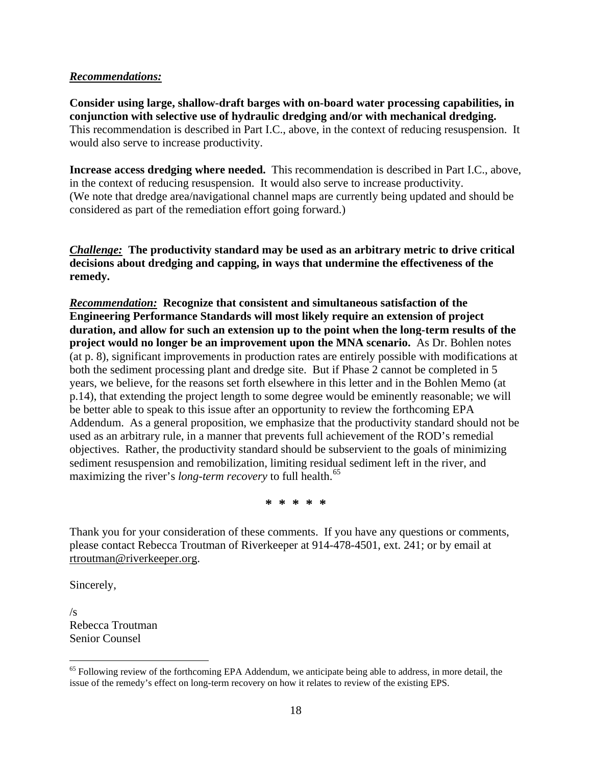***Recommendations:***

**Consider using large, shallow-draft barges with on-board water processing capabilities, in conjunction with selective use of hydraulic dredging and/or with mechanical dredging.** This recommendation is described in Part I.C., above, in the context of reducing resuspension. It would also serve to increase productivity.

**Increase access dredging where needed.** This recommendation is described in Part I.C., above, in the context of reducing resuspension. It would also serve to increase productivity. (We note that dredge area/navigational channel maps are currently being updated and should be considered as part of the remediation effort going forward.)

***Challenge:*** **The productivity standard may be used as an arbitrary metric to drive critical decisions about dredging and capping, in ways that undermine the effectiveness of the remedy.**

***Recommendation:*** **Recognize that consistent and simultaneous satisfaction of the Engineering Performance Standards will most likely require an extension of project duration, and allow for such an extension up to the point when the long-term results of the project would no longer be an improvement upon the MNA scenario.** As Dr. Bohlen notes (at p. 8), significant improvements in production rates are entirely possible with modifications at both the sediment processing plant and dredge site. But if Phase 2 cannot be completed in 5 years, we believe, for the reasons set forth elsewhere in this letter and in the Bohlen Memo (at p.14), that extending the project length to some degree would be eminently reasonable; we will be better able to speak to this issue after an opportunity to review the forthcoming EPA Addendum. As a general proposition, we emphasize that the productivity standard should not be used as an arbitrary rule, in a manner that prevents full achievement of the ROD's remedial objectives. Rather, the productivity standard should be subservient to the goals of minimizing sediment resuspension and remobilization, limiting residual sediment left in the river, and maximizing the river's *long-term recovery* to full health.[65]

\* \* \* \* \*

Thank you for your consideration of these comments. If you have any questions or comments, please contact Rebecca Troutman of Riverkeeper at 914-478-4501, ext. 241; or by email at rtroutman@riverkeeper.org.

Sincerely,

/s
Rebecca Troutman
Senior Counsel

---

[65] Following review of the forthcoming EPA Addendum, we anticipate being able to address, in more detail, the issue of the remedy's effect on long-term recovery on how it relates to review of the existing EPS.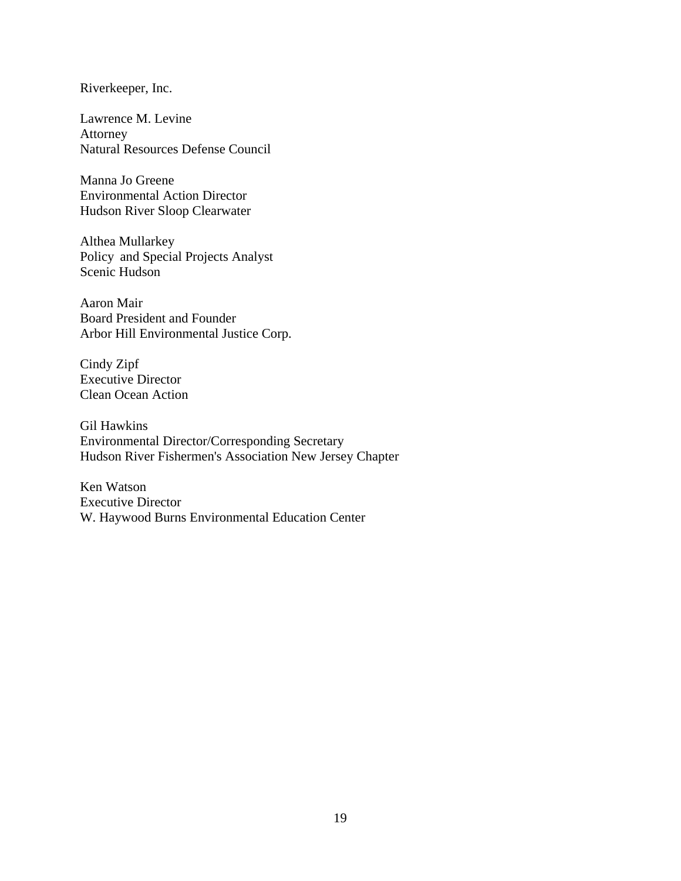Riverkeeper, Inc.

Lawrence M. Levine
Attorney
Natural Resources Defense Council

Manna Jo Greene
Environmental Action Director
Hudson River Sloop Clearwater

Althea Mullarkey
Policy and Special Projects Analyst
Scenic Hudson

Aaron Mair
Board President and Founder
Arbor Hill Environmental Justice Corp.

Cindy Zipf
Executive Director
Clean Ocean Action

Gil Hawkins
Environmental Director/Corresponding Secretary
Hudson River Fishermen's Association New Jersey Chapter

Ken Watson
Executive Director
W. Haywood Burns Environmental Education Center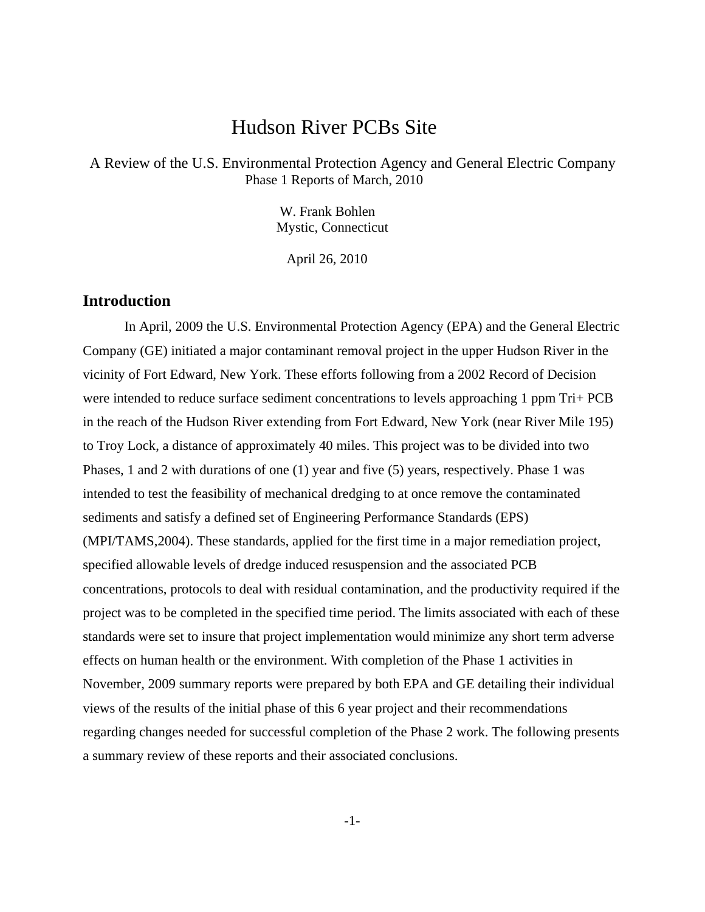# Hudson River PCBs Site

A Review of the U.S. Environmental Protection Agency and General Electric Company
Phase 1 Reports of March, 2010

W. Frank Bohlen
Mystic, Connecticut

April 26, 2010

## Introduction

In April, 2009 the U.S. Environmental Protection Agency (EPA) and the General Electric Company (GE) initiated a major contaminant removal project in the upper Hudson River in the vicinity of Fort Edward, New York. These efforts following from a 2002 Record of Decision were intended to reduce surface sediment concentrations to levels approaching 1 ppm Tri+ PCB in the reach of the Hudson River extending from Fort Edward, New York (near River Mile 195) to Troy Lock, a distance of approximately 40 miles. This project was to be divided into two Phases, 1 and 2 with durations of one (1) year and five (5) years, respectively. Phase 1 was intended to test the feasibility of mechanical dredging to at once remove the contaminated sediments and satisfy a defined set of Engineering Performance Standards (EPS) (MPI/TAMS,2004). These standards, applied for the first time in a major remediation project, specified allowable levels of dredge induced resuspension and the associated PCB concentrations, protocols to deal with residual contamination, and the productivity required if the project was to be completed in the specified time period. The limits associated with each of these standards were set to insure that project implementation would minimize any short term adverse effects on human health or the environment. With completion of the Phase 1 activities in November, 2009 summary reports were prepared by both EPA and GE detailing their individual views of the results of the initial phase of this 6 year project and their recommendations regarding changes needed for successful completion of the Phase 2 work. The following presents a summary review of these reports and their associated conclusions.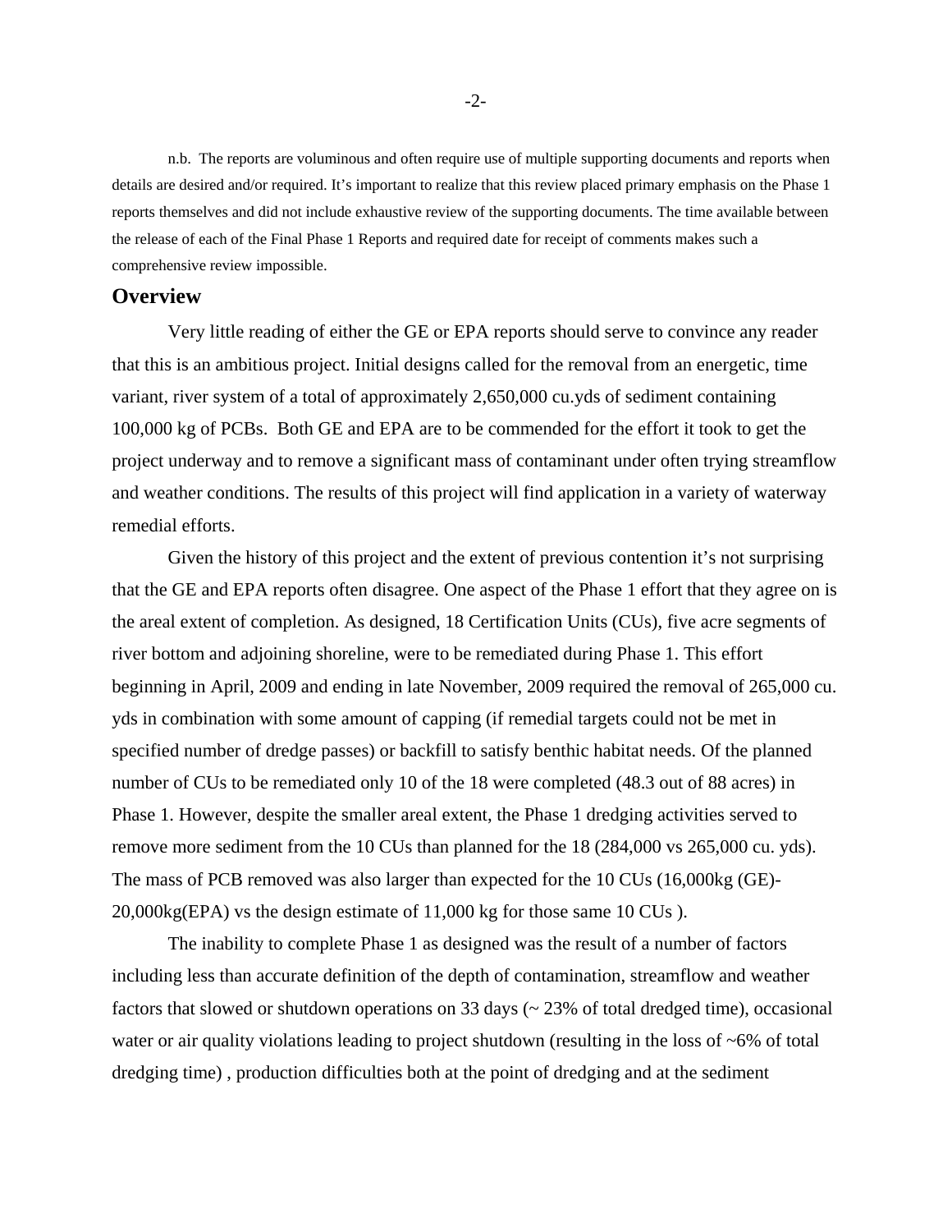n.b. The reports are voluminous and often require use of multiple supporting documents and reports when details are desired and/or required. It's important to realize that this review placed primary emphasis on the Phase 1 reports themselves and did not include exhaustive review of the supporting documents. The time available between the release of each of the Final Phase 1 Reports and required date for receipt of comments makes such a comprehensive review impossible.

## Overview

Very little reading of either the GE or EPA reports should serve to convince any reader that this is an ambitious project. Initial designs called for the removal from an energetic, time variant, river system of a total of approximately 2,650,000 cu.yds of sediment containing 100,000 kg of PCBs. Both GE and EPA are to be commended for the effort it took to get the project underway and to remove a significant mass of contaminant under often trying streamflow and weather conditions. The results of this project will find application in a variety of waterway remedial efforts.

Given the history of this project and the extent of previous contention it's not surprising that the GE and EPA reports often disagree. One aspect of the Phase 1 effort that they agree on is the areal extent of completion. As designed, 18 Certification Units (CUs), five acre segments of river bottom and adjoining shoreline, were to be remediated during Phase 1. This effort beginning in April, 2009 and ending in late November, 2009 required the removal of 265,000 cu. yds in combination with some amount of capping (if remedial targets could not be met in specified number of dredge passes) or backfill to satisfy benthic habitat needs. Of the planned number of CUs to be remediated only 10 of the 18 were completed (48.3 out of 88 acres) in Phase 1. However, despite the smaller areal extent, the Phase 1 dredging activities served to remove more sediment from the 10 CUs than planned for the 18 (284,000 vs 265,000 cu. yds). The mass of PCB removed was also larger than expected for the 10 CUs (16,000kg (GE)-20,000kg(EPA) vs the design estimate of 11,000 kg for those same 10 CUs ).

The inability to complete Phase 1 as designed was the result of a number of factors including less than accurate definition of the depth of contamination, streamflow and weather factors that slowed or shutdown operations on 33 days (~ 23% of total dredged time), occasional water or air quality violations leading to project shutdown (resulting in the loss of ~6% of total dredging time) , production difficulties both at the point of dredging and at the sediment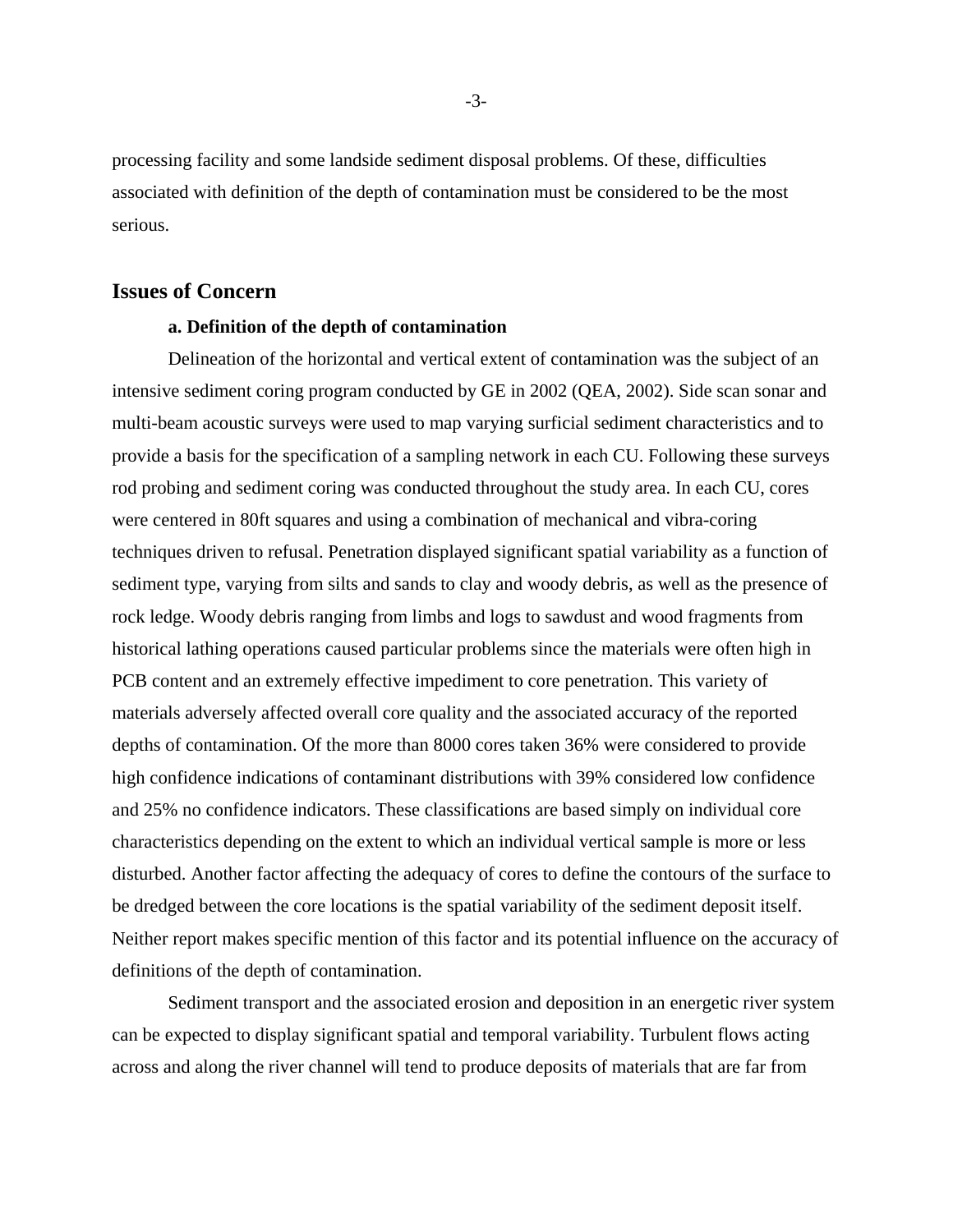processing facility and some landside sediment disposal problems. Of these, difficulties associated with definition of the depth of contamination must be considered to be the most serious.

## Issues of Concern

**a. Definition of the depth of contamination**

Delineation of the horizontal and vertical extent of contamination was the subject of an intensive sediment coring program conducted by GE in 2002 (QEA, 2002). Side scan sonar and multi-beam acoustic surveys were used to map varying surficial sediment characteristics and to provide a basis for the specification of a sampling network in each CU. Following these surveys rod probing and sediment coring was conducted throughout the study area. In each CU, cores were centered in 80ft squares and using a combination of mechanical and vibra-coring techniques driven to refusal. Penetration displayed significant spatial variability as a function of sediment type, varying from silts and sands to clay and woody debris, as well as the presence of rock ledge. Woody debris ranging from limbs and logs to sawdust and wood fragments from historical lathing operations caused particular problems since the materials were often high in PCB content and an extremely effective impediment to core penetration. This variety of materials adversely affected overall core quality and the associated accuracy of the reported depths of contamination. Of the more than 8000 cores taken 36% were considered to provide high confidence indications of contaminant distributions with 39% considered low confidence and 25% no confidence indicators. These classifications are based simply on individual core characteristics depending on the extent to which an individual vertical sample is more or less disturbed. Another factor affecting the adequacy of cores to define the contours of the surface to be dredged between the core locations is the spatial variability of the sediment deposit itself. Neither report makes specific mention of this factor and its potential influence on the accuracy of definitions of the depth of contamination.

Sediment transport and the associated erosion and deposition in an energetic river system can be expected to display significant spatial and temporal variability. Turbulent flows acting across and along the river channel will tend to produce deposits of materials that are far from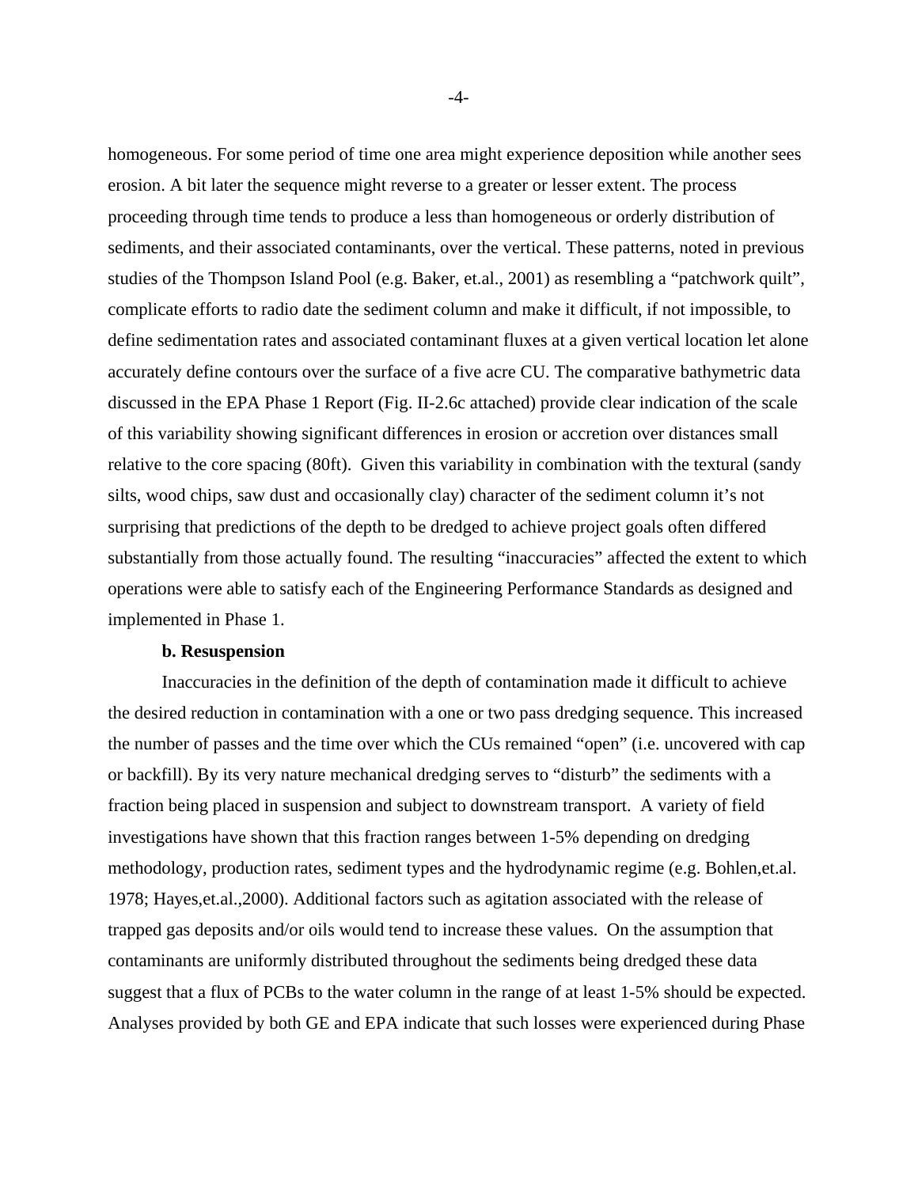homogeneous. For some period of time one area might experience deposition while another sees erosion. A bit later the sequence might reverse to a greater or lesser extent. The process proceeding through time tends to produce a less than homogeneous or orderly distribution of sediments, and their associated contaminants, over the vertical. These patterns, noted in previous studies of the Thompson Island Pool (e.g. Baker, et.al., 2001) as resembling a "patchwork quilt", complicate efforts to radio date the sediment column and make it difficult, if not impossible, to define sedimentation rates and associated contaminant fluxes at a given vertical location let alone accurately define contours over the surface of a five acre CU. The comparative bathymetric data discussed in the EPA Phase 1 Report (Fig. II-2.6c attached) provide clear indication of the scale of this variability showing significant differences in erosion or accretion over distances small relative to the core spacing (80ft). Given this variability in combination with the textural (sandy silts, wood chips, saw dust and occasionally clay) character of the sediment column it's not surprising that predictions of the depth to be dredged to achieve project goals often differed substantially from those actually found. The resulting "inaccuracies" affected the extent to which operations were able to satisfy each of the Engineering Performance Standards as designed and implemented in Phase 1.

**b. Resuspension**

Inaccuracies in the definition of the depth of contamination made it difficult to achieve the desired reduction in contamination with a one or two pass dredging sequence. This increased the number of passes and the time over which the CUs remained "open" (i.e. uncovered with cap or backfill). By its very nature mechanical dredging serves to "disturb" the sediments with a fraction being placed in suspension and subject to downstream transport. A variety of field investigations have shown that this fraction ranges between 1-5% depending on dredging methodology, production rates, sediment types and the hydrodynamic regime (e.g. Bohlen,et.al. 1978; Hayes,et.al.,2000). Additional factors such as agitation associated with the release of trapped gas deposits and/or oils would tend to increase these values. On the assumption that contaminants are uniformly distributed throughout the sediments being dredged these data suggest that a flux of PCBs to the water column in the range of at least 1-5% should be expected. Analyses provided by both GE and EPA indicate that such losses were experienced during Phase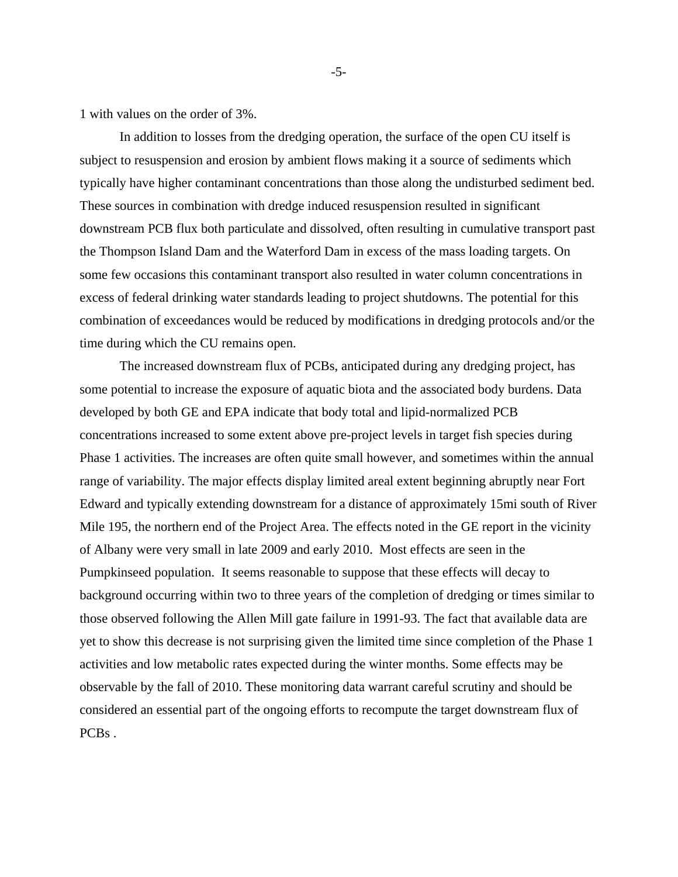1 with values on the order of 3%.

In addition to losses from the dredging operation, the surface of the open CU itself is subject to resuspension and erosion by ambient flows making it a source of sediments which typically have higher contaminant concentrations than those along the undisturbed sediment bed. These sources in combination with dredge induced resuspension resulted in significant downstream PCB flux both particulate and dissolved, often resulting in cumulative transport past the Thompson Island Dam and the Waterford Dam in excess of the mass loading targets. On some few occasions this contaminant transport also resulted in water column concentrations in excess of federal drinking water standards leading to project shutdowns. The potential for this combination of exceedances would be reduced by modifications in dredging protocols and/or the time during which the CU remains open.

The increased downstream flux of PCBs, anticipated during any dredging project, has some potential to increase the exposure of aquatic biota and the associated body burdens. Data developed by both GE and EPA indicate that body total and lipid-normalized PCB concentrations increased to some extent above pre-project levels in target fish species during Phase 1 activities. The increases are often quite small however, and sometimes within the annual range of variability. The major effects display limited areal extent beginning abruptly near Fort Edward and typically extending downstream for a distance of approximately 15mi south of River Mile 195, the northern end of the Project Area. The effects noted in the GE report in the vicinity of Albany were very small in late 2009 and early 2010. Most effects are seen in the Pumpkinseed population. It seems reasonable to suppose that these effects will decay to background occurring within two to three years of the completion of dredging or times similar to those observed following the Allen Mill gate failure in 1991-93. The fact that available data are yet to show this decrease is not surprising given the limited time since completion of the Phase 1 activities and low metabolic rates expected during the winter months. Some effects may be observable by the fall of 2010. These monitoring data warrant careful scrutiny and should be considered an essential part of the ongoing efforts to recompute the target downstream flux of PCBs .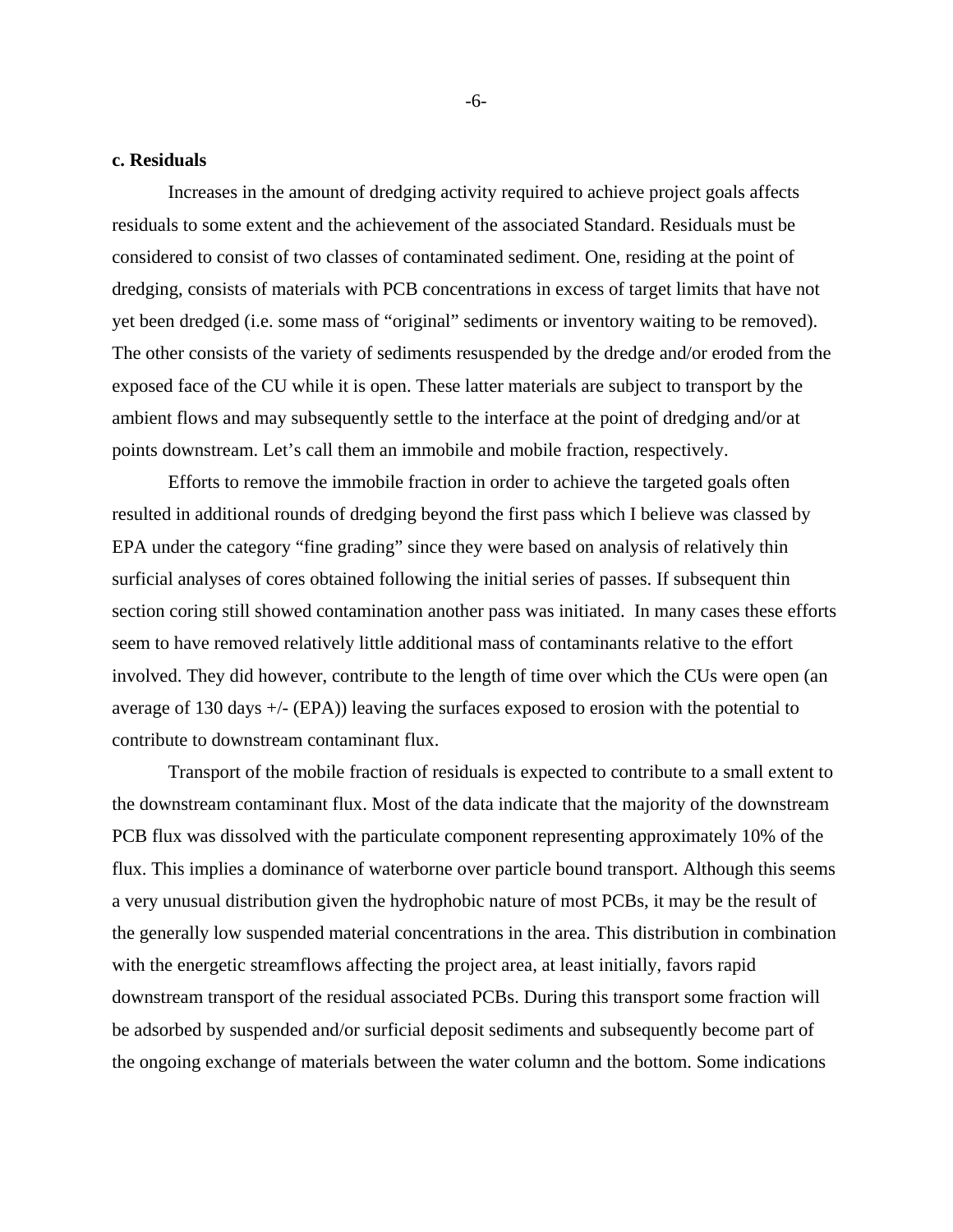**c. Residuals**

Increases in the amount of dredging activity required to achieve project goals affects residuals to some extent and the achievement of the associated Standard. Residuals must be considered to consist of two classes of contaminated sediment. One, residing at the point of dredging, consists of materials with PCB concentrations in excess of target limits that have not yet been dredged (i.e. some mass of "original" sediments or inventory waiting to be removed). The other consists of the variety of sediments resuspended by the dredge and/or eroded from the exposed face of the CU while it is open. These latter materials are subject to transport by the ambient flows and may subsequently settle to the interface at the point of dredging and/or at points downstream. Let's call them an immobile and mobile fraction, respectively.

Efforts to remove the immobile fraction in order to achieve the targeted goals often resulted in additional rounds of dredging beyond the first pass which I believe was classed by EPA under the category "fine grading" since they were based on analysis of relatively thin surficial analyses of cores obtained following the initial series of passes. If subsequent thin section coring still showed contamination another pass was initiated. In many cases these efforts seem to have removed relatively little additional mass of contaminants relative to the effort involved. They did however, contribute to the length of time over which the CUs were open (an average of 130 days +/- (EPA)) leaving the surfaces exposed to erosion with the potential to contribute to downstream contaminant flux.

Transport of the mobile fraction of residuals is expected to contribute to a small extent to the downstream contaminant flux. Most of the data indicate that the majority of the downstream PCB flux was dissolved with the particulate component representing approximately 10% of the flux. This implies a dominance of waterborne over particle bound transport. Although this seems a very unusual distribution given the hydrophobic nature of most PCBs, it may be the result of the generally low suspended material concentrations in the area. This distribution in combination with the energetic streamflows affecting the project area, at least initially, favors rapid downstream transport of the residual associated PCBs. During this transport some fraction will be adsorbed by suspended and/or surficial deposit sediments and subsequently become part of the ongoing exchange of materials between the water column and the bottom. Some indications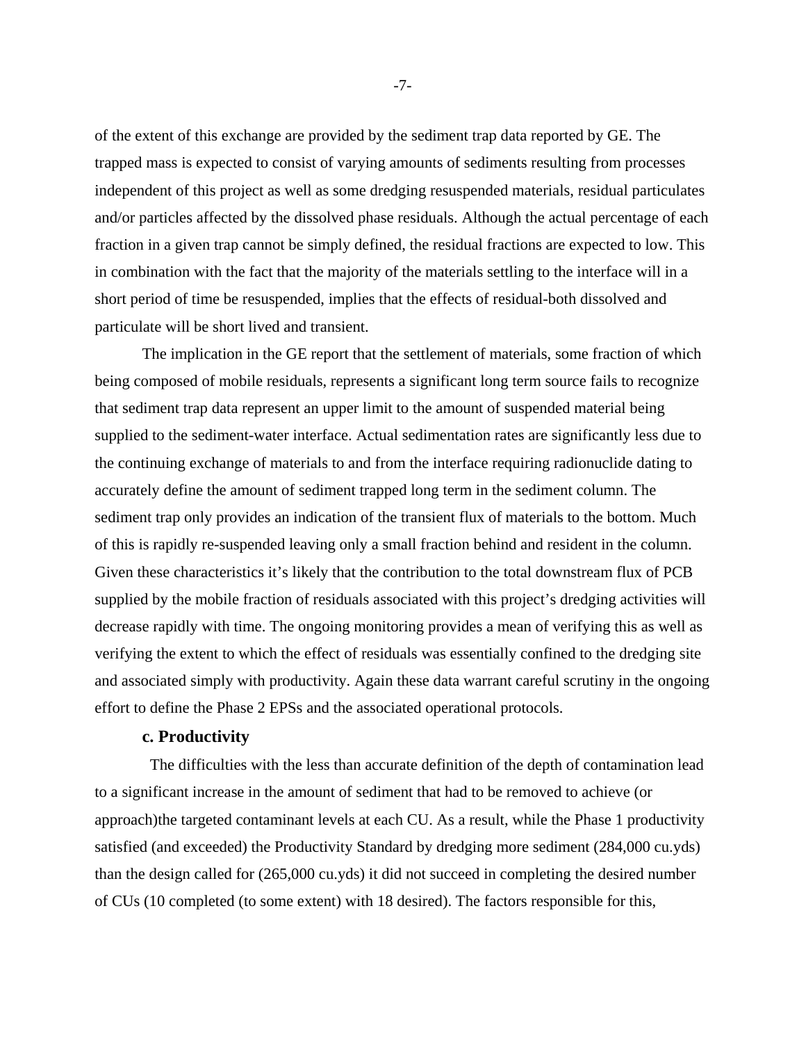of the extent of this exchange are provided by the sediment trap data reported by GE. The trapped mass is expected to consist of varying amounts of sediments resulting from processes independent of this project as well as some dredging resuspended materials, residual particulates and/or particles affected by the dissolved phase residuals. Although the actual percentage of each fraction in a given trap cannot be simply defined, the residual fractions are expected to low. This in combination with the fact that the majority of the materials settling to the interface will in a short period of time be resuspended, implies that the effects of residual-both dissolved and particulate will be short lived and transient.

The implication in the GE report that the settlement of materials, some fraction of which being composed of mobile residuals, represents a significant long term source fails to recognize that sediment trap data represent an upper limit to the amount of suspended material being supplied to the sediment-water interface. Actual sedimentation rates are significantly less due to the continuing exchange of materials to and from the interface requiring radionuclide dating to accurately define the amount of sediment trapped long term in the sediment column. The sediment trap only provides an indication of the transient flux of materials to the bottom. Much of this is rapidly re-suspended leaving only a small fraction behind and resident in the column. Given these characteristics it's likely that the contribution to the total downstream flux of PCB supplied by the mobile fraction of residuals associated with this project's dredging activities will decrease rapidly with time. The ongoing monitoring provides a mean of verifying this as well as verifying the extent to which the effect of residuals was essentially confined to the dredging site and associated simply with productivity. Again these data warrant careful scrutiny in the ongoing effort to define the Phase 2 EPSs and the associated operational protocols.

### c. Productivity

The difficulties with the less than accurate definition of the depth of contamination lead to a significant increase in the amount of sediment that had to be removed to achieve (or approach)the targeted contaminant levels at each CU. As a result, while the Phase 1 productivity satisfied (and exceeded) the Productivity Standard by dredging more sediment (284,000 cu.yds) than the design called for (265,000 cu.yds) it did not succeed in completing the desired number of CUs (10 completed (to some extent) with 18 desired). The factors responsible for this,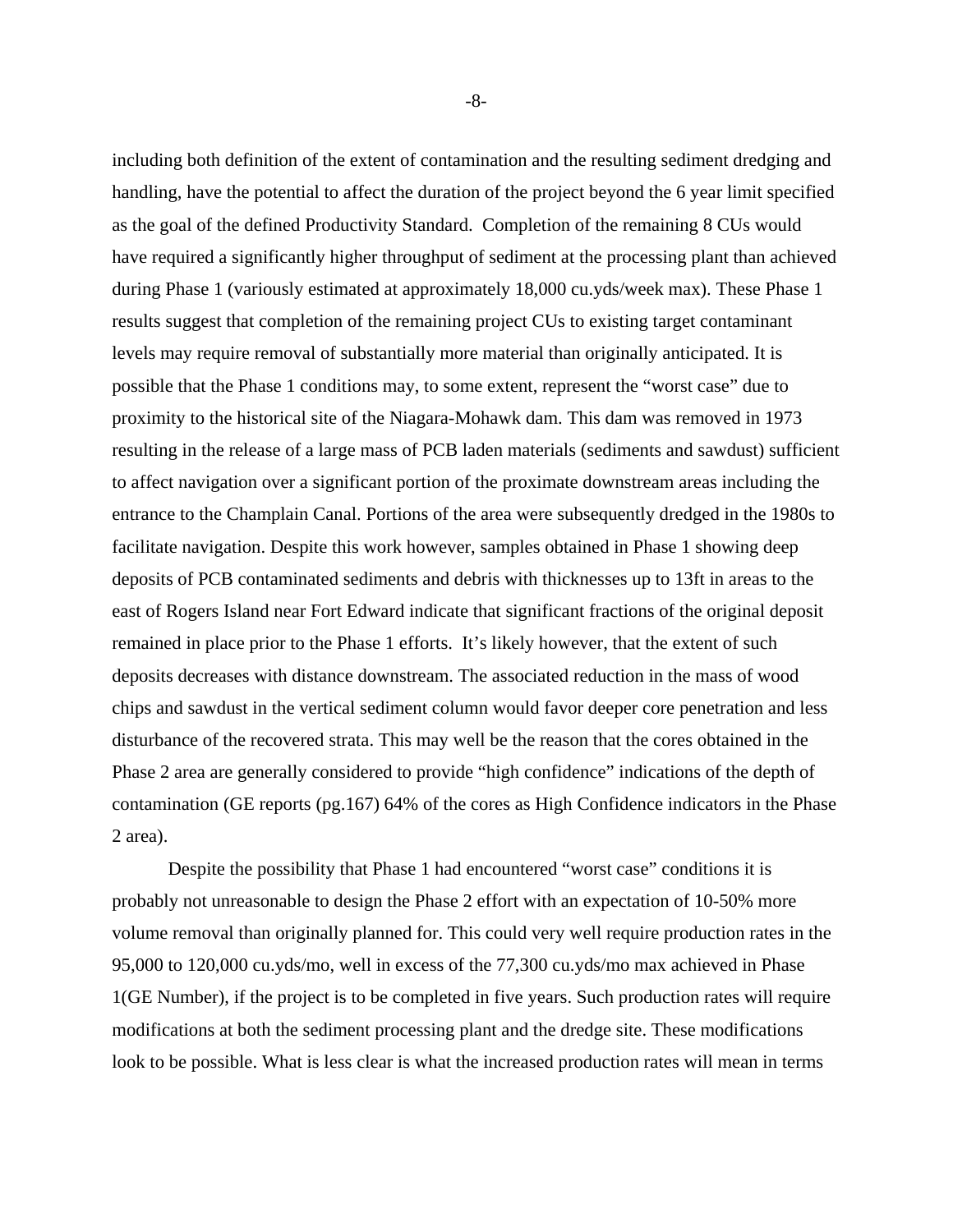including both definition of the extent of contamination and the resulting sediment dredging and handling, have the potential to affect the duration of the project beyond the 6 year limit specified as the goal of the defined Productivity Standard.  Completion of the remaining 8 CUs would have required a significantly higher throughput of sediment at the processing plant than achieved during Phase 1 (variously estimated at approximately 18,000 cu.yds/week max). These Phase 1 results suggest that completion of the remaining project CUs to existing target contaminant levels may require removal of substantially more material than originally anticipated. It is possible that the Phase 1 conditions may, to some extent, represent the "worst case" due to proximity to the historical site of the Niagara-Mohawk dam. This dam was removed in 1973 resulting in the release of a large mass of PCB laden materials (sediments and sawdust) sufficient to affect navigation over a significant portion of the proximate downstream areas including the entrance to the Champlain Canal. Portions of the area were subsequently dredged in the 1980s to facilitate navigation. Despite this work however, samples obtained in Phase 1 showing deep deposits of PCB contaminated sediments and debris with thicknesses up to 13ft in areas to the east of Rogers Island near Fort Edward indicate that significant fractions of the original deposit remained in place prior to the Phase 1 efforts.  It's likely however, that the extent of such deposits decreases with distance downstream. The associated reduction in the mass of wood chips and sawdust in the vertical sediment column would favor deeper core penetration and less disturbance of the recovered strata. This may well be the reason that the cores obtained in the Phase 2 area are generally considered to provide "high confidence" indications of the depth of contamination (GE reports (pg.167) 64% of the cores as High Confidence indicators in the Phase 2 area).

Despite the possibility that Phase 1 had encountered "worst case" conditions it is probably not unreasonable to design the Phase 2 effort with an expectation of 10-50% more volume removal than originally planned for. This could very well require production rates in the 95,000 to 120,000 cu.yds/mo, well in excess of the 77,300 cu.yds/mo max achieved in Phase 1(GE Number), if the project is to be completed in five years. Such production rates will require modifications at both the sediment processing plant and the dredge site. These modifications look to be possible. What is less clear is what the increased production rates will mean in terms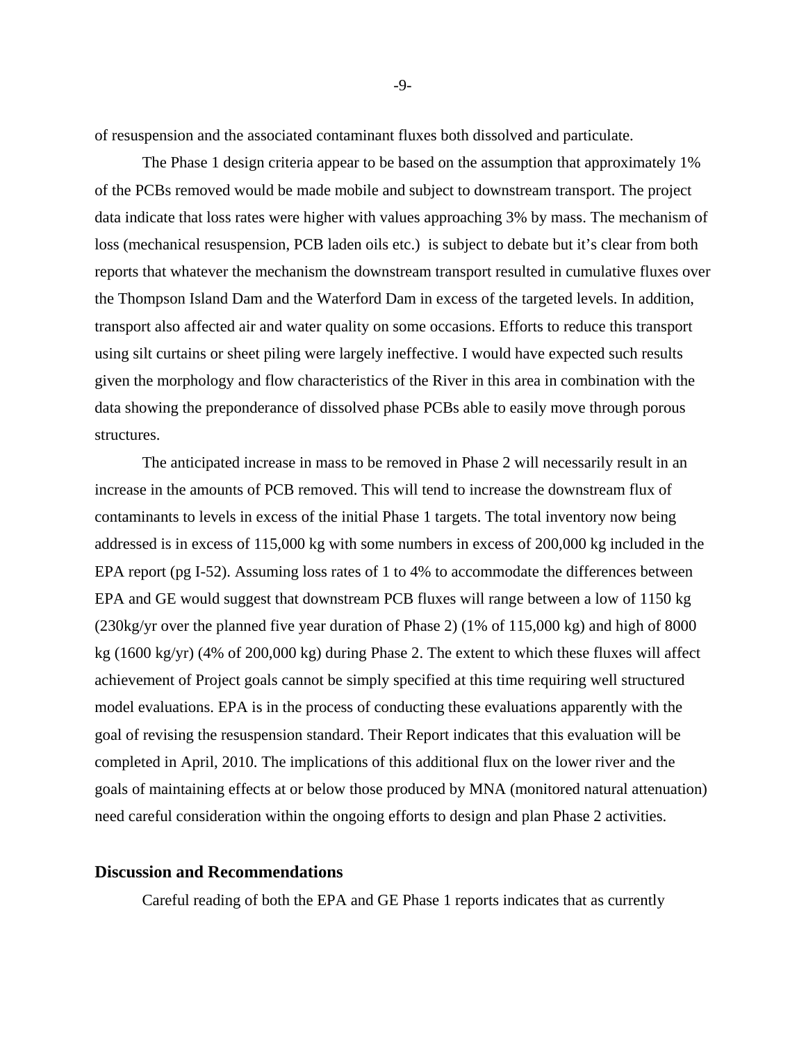of resuspension and the associated contaminant fluxes both dissolved and particulate.

The Phase 1 design criteria appear to be based on the assumption that approximately 1% of the PCBs removed would be made mobile and subject to downstream transport. The project data indicate that loss rates were higher with values approaching 3% by mass. The mechanism of loss (mechanical resuspension, PCB laden oils etc.) is subject to debate but it's clear from both reports that whatever the mechanism the downstream transport resulted in cumulative fluxes over the Thompson Island Dam and the Waterford Dam in excess of the targeted levels. In addition, transport also affected air and water quality on some occasions. Efforts to reduce this transport using silt curtains or sheet piling were largely ineffective. I would have expected such results given the morphology and flow characteristics of the River in this area in combination with the data showing the preponderance of dissolved phase PCBs able to easily move through porous structures.

The anticipated increase in mass to be removed in Phase 2 will necessarily result in an increase in the amounts of PCB removed. This will tend to increase the downstream flux of contaminants to levels in excess of the initial Phase 1 targets. The total inventory now being addressed is in excess of 115,000 kg with some numbers in excess of 200,000 kg included in the EPA report (pg I-52). Assuming loss rates of 1 to 4% to accommodate the differences between EPA and GE would suggest that downstream PCB fluxes will range between a low of 1150 kg (230kg/yr over the planned five year duration of Phase 2) (1% of 115,000 kg) and high of 8000 kg (1600 kg/yr) (4% of 200,000 kg) during Phase 2. The extent to which these fluxes will affect achievement of Project goals cannot be simply specified at this time requiring well structured model evaluations. EPA is in the process of conducting these evaluations apparently with the goal of revising the resuspension standard. Their Report indicates that this evaluation will be completed in April, 2010. The implications of this additional flux on the lower river and the goals of maintaining effects at or below those produced by MNA (monitored natural attenuation) need careful consideration within the ongoing efforts to design and plan Phase 2 activities.

## Discussion and Recommendations

Careful reading of both the EPA and GE Phase 1 reports indicates that as currently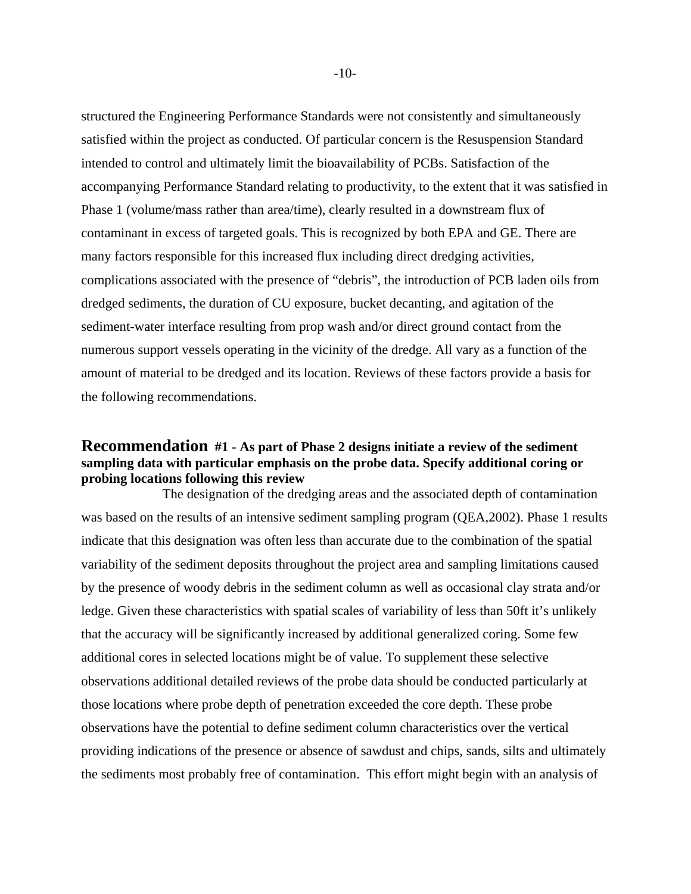structured the Engineering Performance Standards were not consistently and simultaneously satisfied within the project as conducted. Of particular concern is the Resuspension Standard intended to control and ultimately limit the bioavailability of PCBs. Satisfaction of the accompanying Performance Standard relating to productivity, to the extent that it was satisfied in Phase 1 (volume/mass rather than area/time), clearly resulted in a downstream flux of contaminant in excess of targeted goals. This is recognized by both EPA and GE. There are many factors responsible for this increased flux including direct dredging activities, complications associated with the presence of "debris", the introduction of PCB laden oils from dredged sediments, the duration of CU exposure, bucket decanting, and agitation of the sediment-water interface resulting from prop wash and/or direct ground contact from the numerous support vessels operating in the vicinity of the dredge. All vary as a function of the amount of material to be dredged and its location. Reviews of these factors provide a basis for the following recommendations.

## Recommendation #1 - As part of Phase 2 designs initiate a review of the sediment sampling data with particular emphasis on the probe data. Specify additional coring or probing locations following this review

The designation of the dredging areas and the associated depth of contamination was based on the results of an intensive sediment sampling program (QEA,2002). Phase 1 results indicate that this designation was often less than accurate due to the combination of the spatial variability of the sediment deposits throughout the project area and sampling limitations caused by the presence of woody debris in the sediment column as well as occasional clay strata and/or ledge. Given these characteristics with spatial scales of variability of less than 50ft it's unlikely that the accuracy will be significantly increased by additional generalized coring. Some few additional cores in selected locations might be of value. To supplement these selective observations additional detailed reviews of the probe data should be conducted particularly at those locations where probe depth of penetration exceeded the core depth. These probe observations have the potential to define sediment column characteristics over the vertical providing indications of the presence or absence of sawdust and chips, sands, silts and ultimately the sediments most probably free of contamination. This effort might begin with an analysis of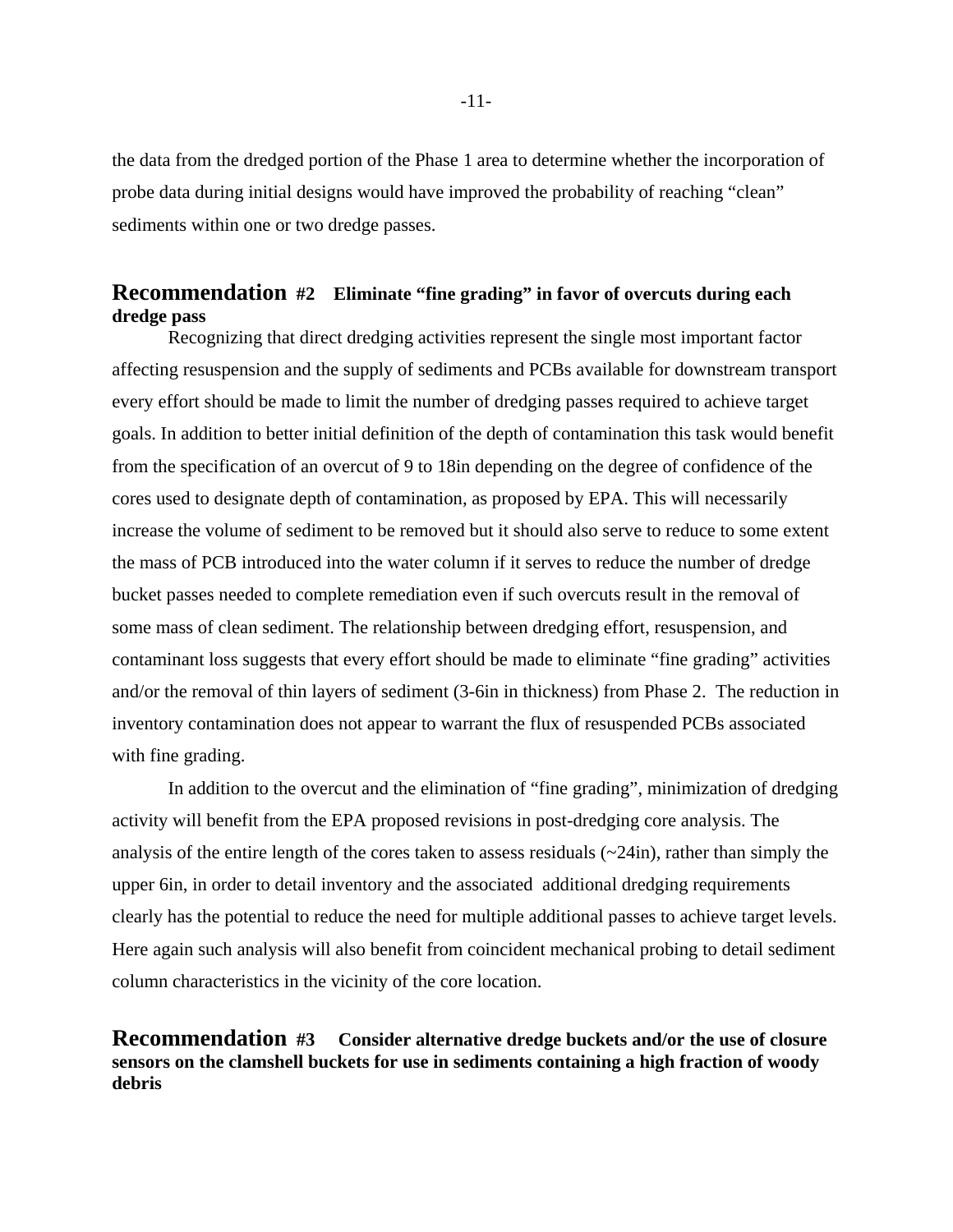the data from the dredged portion of the Phase 1 area to determine whether the incorporation of probe data during initial designs would have improved the probability of reaching "clean" sediments within one or two dredge passes.

## Recommendation #2 Eliminate "fine grading" in favor of overcuts during each dredge pass

Recognizing that direct dredging activities represent the single most important factor affecting resuspension and the supply of sediments and PCBs available for downstream transport every effort should be made to limit the number of dredging passes required to achieve target goals. In addition to better initial definition of the depth of contamination this task would benefit from the specification of an overcut of 9 to 18in depending on the degree of confidence of the cores used to designate depth of contamination, as proposed by EPA. This will necessarily increase the volume of sediment to be removed but it should also serve to reduce to some extent the mass of PCB introduced into the water column if it serves to reduce the number of dredge bucket passes needed to complete remediation even if such overcuts result in the removal of some mass of clean sediment. The relationship between dredging effort, resuspension, and contaminant loss suggests that every effort should be made to eliminate "fine grading" activities and/or the removal of thin layers of sediment (3-6in in thickness) from Phase 2. The reduction in inventory contamination does not appear to warrant the flux of resuspended PCBs associated with fine grading.

In addition to the overcut and the elimination of "fine grading", minimization of dredging activity will benefit from the EPA proposed revisions in post-dredging core analysis. The analysis of the entire length of the cores taken to assess residuals (~24in), rather than simply the upper 6in, in order to detail inventory and the associated additional dredging requirements clearly has the potential to reduce the need for multiple additional passes to achieve target levels. Here again such analysis will also benefit from coincident mechanical probing to detail sediment column characteristics in the vicinity of the core location.

## Recommendation #3 Consider alternative dredge buckets and/or the use of closure sensors on the clamshell buckets for use in sediments containing a high fraction of woody debris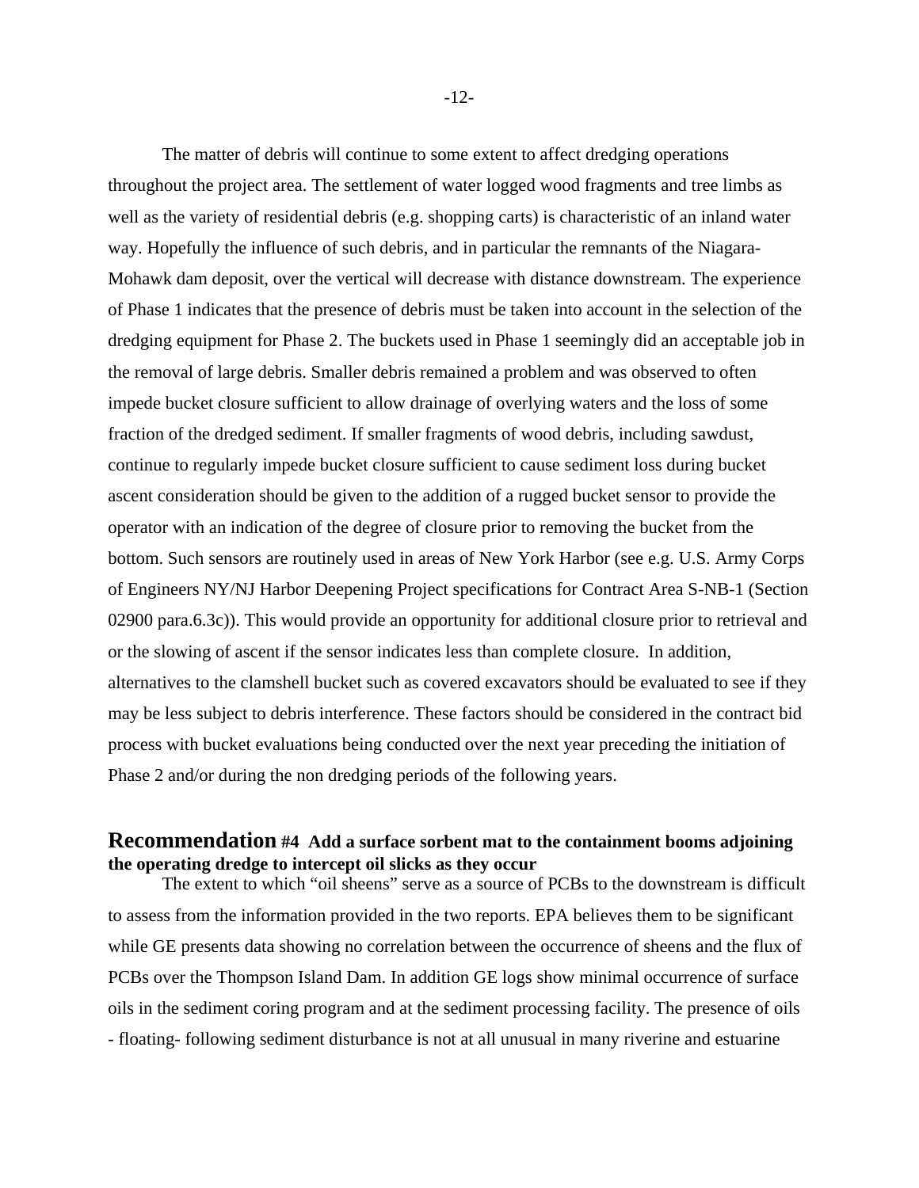The matter of debris will continue to some extent to affect dredging operations throughout the project area. The settlement of water logged wood fragments and tree limbs as well as the variety of residential debris (e.g. shopping carts) is characteristic of an inland water way. Hopefully the influence of such debris, and in particular the remnants of the Niagara-Mohawk dam deposit, over the vertical will decrease with distance downstream. The experience of Phase 1 indicates that the presence of debris must be taken into account in the selection of the dredging equipment for Phase 2. The buckets used in Phase 1 seemingly did an acceptable job in the removal of large debris. Smaller debris remained a problem and was observed to often impede bucket closure sufficient to allow drainage of overlying waters and the loss of some fraction of the dredged sediment. If smaller fragments of wood debris, including sawdust, continue to regularly impede bucket closure sufficient to cause sediment loss during bucket ascent consideration should be given to the addition of a rugged bucket sensor to provide the operator with an indication of the degree of closure prior to removing the bucket from the bottom. Such sensors are routinely used in areas of New York Harbor (see e.g. U.S. Army Corps of Engineers NY/NJ Harbor Deepening Project specifications for Contract Area S-NB-1 (Section 02900 para.6.3c)). This would provide an opportunity for additional closure prior to retrieval and or the slowing of ascent if the sensor indicates less than complete closure. In addition, alternatives to the clamshell bucket such as covered excavators should be evaluated to see if they may be less subject to debris interference. These factors should be considered in the contract bid process with bucket evaluations being conducted over the next year preceding the initiation of Phase 2 and/or during the non dredging periods of the following years.

## Recommendation #4 Add a surface sorbent mat to the containment booms adjoining the operating dredge to intercept oil slicks as they occur

The extent to which "oil sheens" serve as a source of PCBs to the downstream is difficult to assess from the information provided in the two reports. EPA believes them to be significant while GE presents data showing no correlation between the occurrence of sheens and the flux of PCBs over the Thompson Island Dam. In addition GE logs show minimal occurrence of surface oils in the sediment coring program and at the sediment processing facility. The presence of oils - floating- following sediment disturbance is not at all unusual in many riverine and estuarine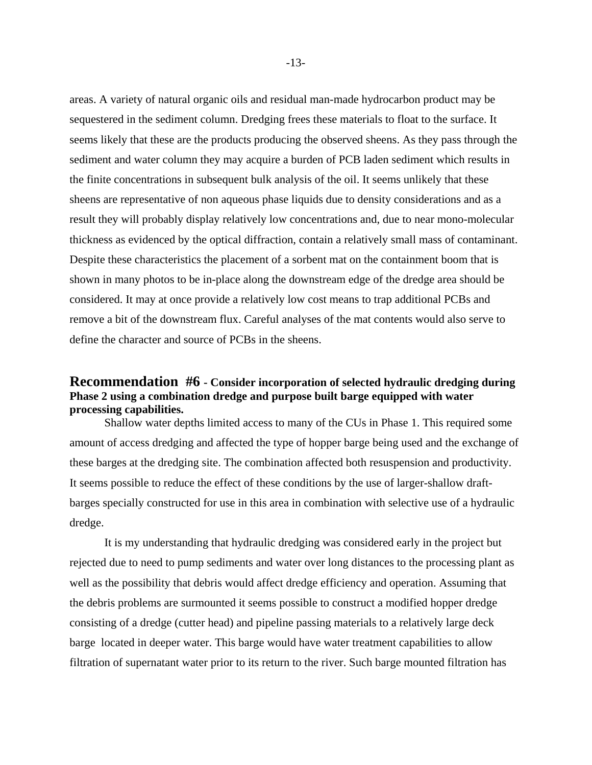areas. A variety of natural organic oils and residual man-made hydrocarbon product may be sequestered in the sediment column. Dredging frees these materials to float to the surface. It seems likely that these are the products producing the observed sheens. As they pass through the sediment and water column they may acquire a burden of PCB laden sediment which results in the finite concentrations in subsequent bulk analysis of the oil. It seems unlikely that these sheens are representative of non aqueous phase liquids due to density considerations and as a result they will probably display relatively low concentrations and, due to near mono-molecular thickness as evidenced by the optical diffraction, contain a relatively small mass of contaminant. Despite these characteristics the placement of a sorbent mat on the containment boom that is shown in many photos to be in-place along the downstream edge of the dredge area should be considered. It may at once provide a relatively low cost means to trap additional PCBs and remove a bit of the downstream flux. Careful analyses of the mat contents would also serve to define the character and source of PCBs in the sheens.

## Recommendation #6 - Consider incorporation of selected hydraulic dredging during Phase 2 using a combination dredge and purpose built barge equipped with water processing capabilities.

Shallow water depths limited access to many of the CUs in Phase 1. This required some amount of access dredging and affected the type of hopper barge being used and the exchange of these barges at the dredging site. The combination affected both resuspension and productivity. It seems possible to reduce the effect of these conditions by the use of larger-shallow draft-barges specially constructed for use in this area in combination with selective use of a hydraulic dredge.

It is my understanding that hydraulic dredging was considered early in the project but rejected due to need to pump sediments and water over long distances to the processing plant as well as the possibility that debris would affect dredge efficiency and operation. Assuming that the debris problems are surmounted it seems possible to construct a modified hopper dredge consisting of a dredge (cutter head) and pipeline passing materials to a relatively large deck barge located in deeper water. This barge would have water treatment capabilities to allow filtration of supernatant water prior to its return to the river. Such barge mounted filtration has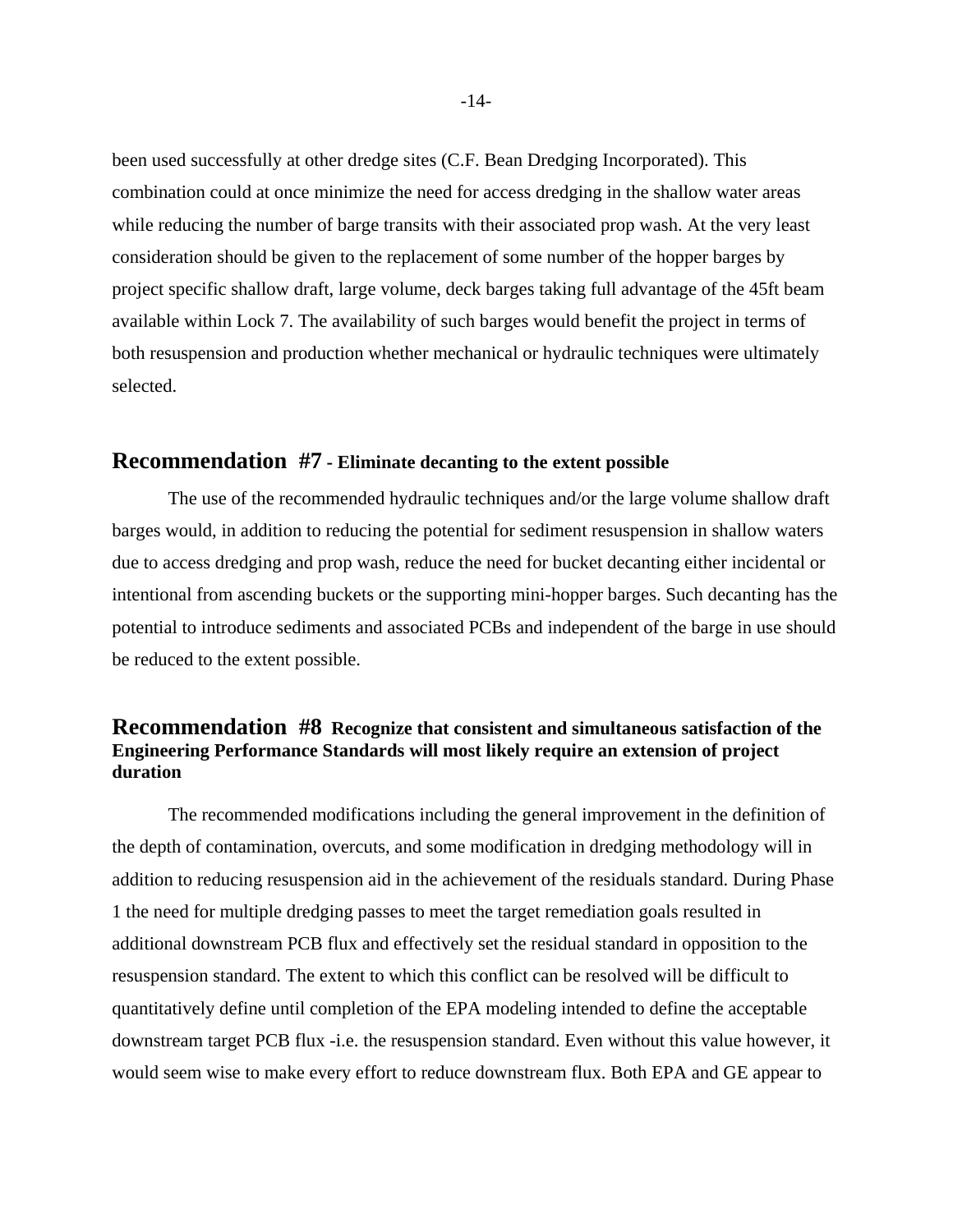been used successfully at other dredge sites (C.F. Bean Dredging Incorporated). This combination could at once minimize the need for access dredging in the shallow water areas while reducing the number of barge transits with their associated prop wash. At the very least consideration should be given to the replacement of some number of the hopper barges by project specific shallow draft, large volume, deck barges taking full advantage of the 45ft beam available within Lock 7. The availability of such barges would benefit the project in terms of both resuspension and production whether mechanical or hydraulic techniques were ultimately selected.

## Recommendation #7 - Eliminate decanting to the extent possible

The use of the recommended hydraulic techniques and/or the large volume shallow draft barges would, in addition to reducing the potential for sediment resuspension in shallow waters due to access dredging and prop wash, reduce the need for bucket decanting either incidental or intentional from ascending buckets or the supporting mini-hopper barges. Such decanting has the potential to introduce sediments and associated PCBs and independent of the barge in use should be reduced to the extent possible.

## Recommendation #8 Recognize that consistent and simultaneous satisfaction of the Engineering Performance Standards will most likely require an extension of project duration

The recommended modifications including the general improvement in the definition of the depth of contamination, overcuts, and some modification in dredging methodology will in addition to reducing resuspension aid in the achievement of the residuals standard. During Phase 1 the need for multiple dredging passes to meet the target remediation goals resulted in additional downstream PCB flux and effectively set the residual standard in opposition to the resuspension standard. The extent to which this conflict can be resolved will be difficult to quantitatively define until completion of the EPA modeling intended to define the acceptable downstream target PCB flux -i.e. the resuspension standard. Even without this value however, it would seem wise to make every effort to reduce downstream flux. Both EPA and GE appear to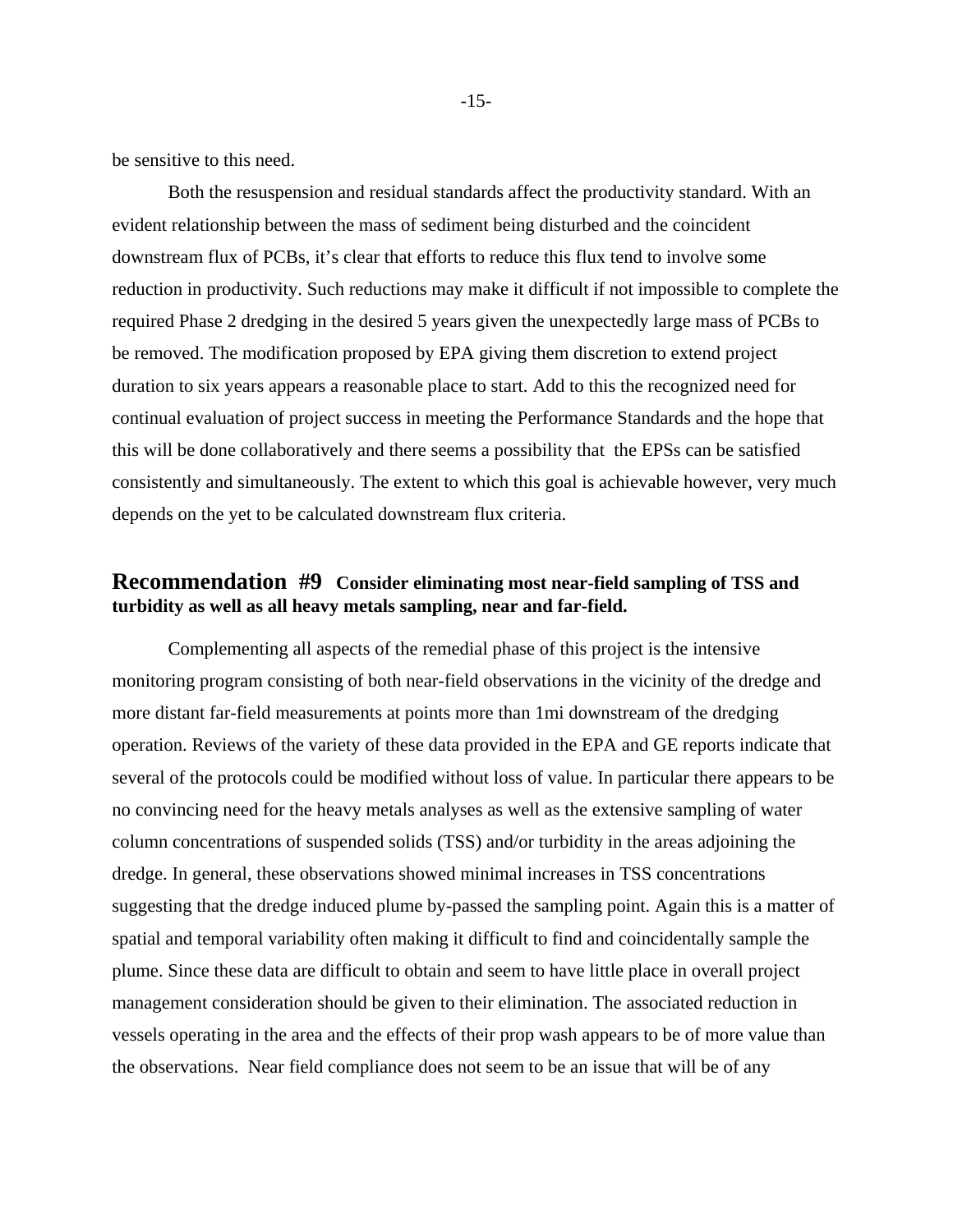be sensitive to this need.

Both the resuspension and residual standards affect the productivity standard. With an evident relationship between the mass of sediment being disturbed and the coincident downstream flux of PCBs, it's clear that efforts to reduce this flux tend to involve some reduction in productivity. Such reductions may make it difficult if not impossible to complete the required Phase 2 dredging in the desired 5 years given the unexpectedly large mass of PCBs to be removed. The modification proposed by EPA giving them discretion to extend project duration to six years appears a reasonable place to start. Add to this the recognized need for continual evaluation of project success in meeting the Performance Standards and the hope that this will be done collaboratively and there seems a possibility that the EPSs can be satisfied consistently and simultaneously. The extent to which this goal is achievable however, very much depends on the yet to be calculated downstream flux criteria.

## Recommendation #9 **Consider eliminating most near-field sampling of TSS and turbidity as well as all heavy metals sampling, near and far-field.**

Complementing all aspects of the remedial phase of this project is the intensive monitoring program consisting of both near-field observations in the vicinity of the dredge and more distant far-field measurements at points more than 1mi downstream of the dredging operation. Reviews of the variety of these data provided in the EPA and GE reports indicate that several of the protocols could be modified without loss of value. In particular there appears to be no convincing need for the heavy metals analyses as well as the extensive sampling of water column concentrations of suspended solids (TSS) and/or turbidity in the areas adjoining the dredge. In general, these observations showed minimal increases in TSS concentrations suggesting that the dredge induced plume by-passed the sampling point. Again this is a matter of spatial and temporal variability often making it difficult to find and coincidentally sample the plume. Since these data are difficult to obtain and seem to have little place in overall project management consideration should be given to their elimination. The associated reduction in vessels operating in the area and the effects of their prop wash appears to be of more value than the observations. Near field compliance does not seem to be an issue that will be of any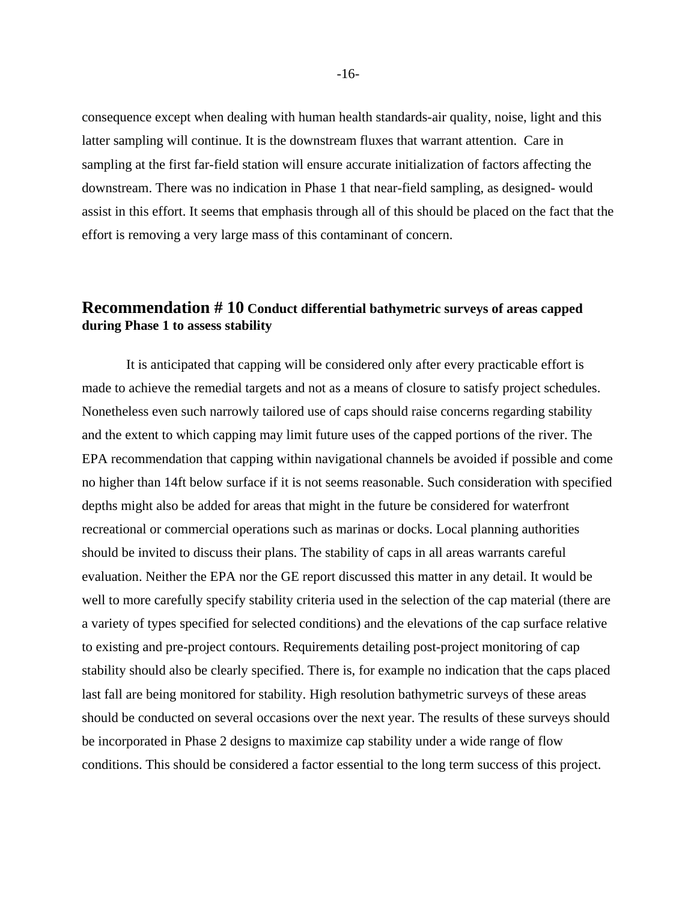consequence except when dealing with human health standards-air quality, noise, light and this latter sampling will continue. It is the downstream fluxes that warrant attention. Care in sampling at the first far-field station will ensure accurate initialization of factors affecting the downstream. There was no indication in Phase 1 that near-field sampling, as designed- would assist in this effort. It seems that emphasis through all of this should be placed on the fact that the effort is removing a very large mass of this contaminant of concern.

## Recommendation # 10 Conduct differential bathymetric surveys of areas capped during Phase 1 to assess stability

It is anticipated that capping will be considered only after every practicable effort is made to achieve the remedial targets and not as a means of closure to satisfy project schedules. Nonetheless even such narrowly tailored use of caps should raise concerns regarding stability and the extent to which capping may limit future uses of the capped portions of the river. The EPA recommendation that capping within navigational channels be avoided if possible and come no higher than 14ft below surface if it is not seems reasonable. Such consideration with specified depths might also be added for areas that might in the future be considered for waterfront recreational or commercial operations such as marinas or docks. Local planning authorities should be invited to discuss their plans. The stability of caps in all areas warrants careful evaluation. Neither the EPA nor the GE report discussed this matter in any detail. It would be well to more carefully specify stability criteria used in the selection of the cap material (there are a variety of types specified for selected conditions) and the elevations of the cap surface relative to existing and pre-project contours. Requirements detailing post-project monitoring of cap stability should also be clearly specified. There is, for example no indication that the caps placed last fall are being monitored for stability. High resolution bathymetric surveys of these areas should be conducted on several occasions over the next year. The results of these surveys should be incorporated in Phase 2 designs to maximize cap stability under a wide range of flow conditions. This should be considered a factor essential to the long term success of this project.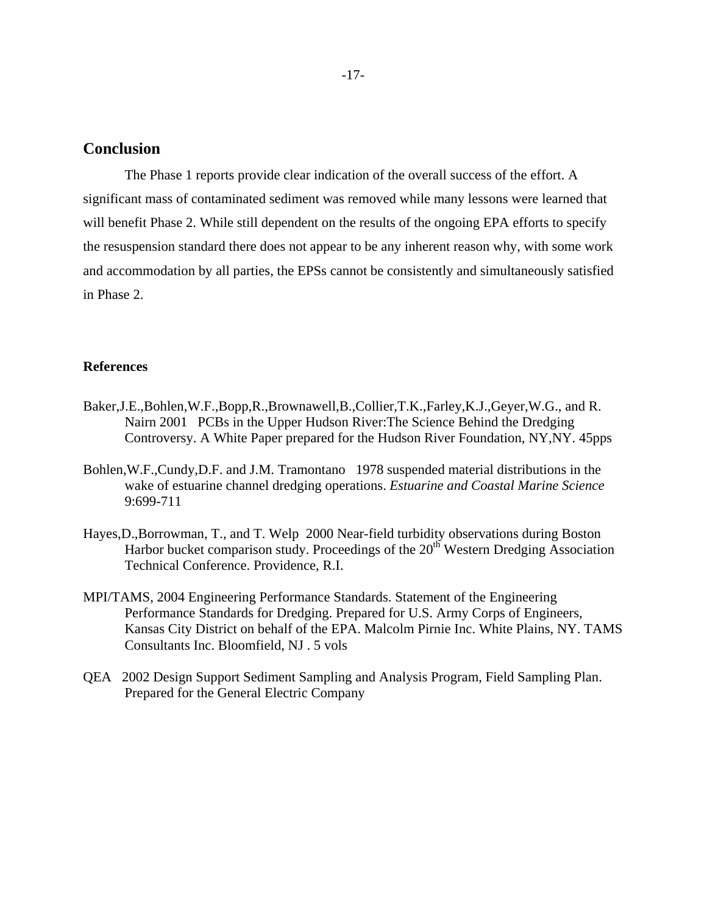## Conclusion

The Phase 1 reports provide clear indication of the overall success of the effort. A significant mass of contaminated sediment was removed while many lessons were learned that will benefit Phase 2. While still dependent on the results of the ongoing EPA efforts to specify the resuspension standard there does not appear to be any inherent reason why, with some work and accommodation by all parties, the EPSs cannot be consistently and simultaneously satisfied in Phase 2.

### References

Baker,J.E.,Bohlen,W.F.,Bopp,R.,Brownawell,B.,Collier,T.K.,Farley,K.J.,Geyer,W.G., and R. Nairn 2001 PCBs in the Upper Hudson River:The Science Behind the Dredging Controversy. A White Paper prepared for the Hudson River Foundation, NY,NY. 45pps

Bohlen,W.F.,Cundy,D.F. and J.M. Tramontano 1978 suspended material distributions in the wake of estuarine channel dredging operations. *Estuarine and Coastal Marine Science* 9:699-711

Hayes,D.,Borrowman, T., and T. Welp 2000 Near-field turbidity observations during Boston Harbor bucket comparison study. Proceedings of the 20th Western Dredging Association Technical Conference. Providence, R.I.

MPI/TAMS, 2004 Engineering Performance Standards. Statement of the Engineering Performance Standards for Dredging. Prepared for U.S. Army Corps of Engineers, Kansas City District on behalf of the EPA. Malcolm Pirnie Inc. White Plains, NY. TAMS Consultants Inc. Bloomfield, NJ . 5 vols

QEA 2002 Design Support Sediment Sampling and Analysis Program, Field Sampling Plan. Prepared for the General Electric Company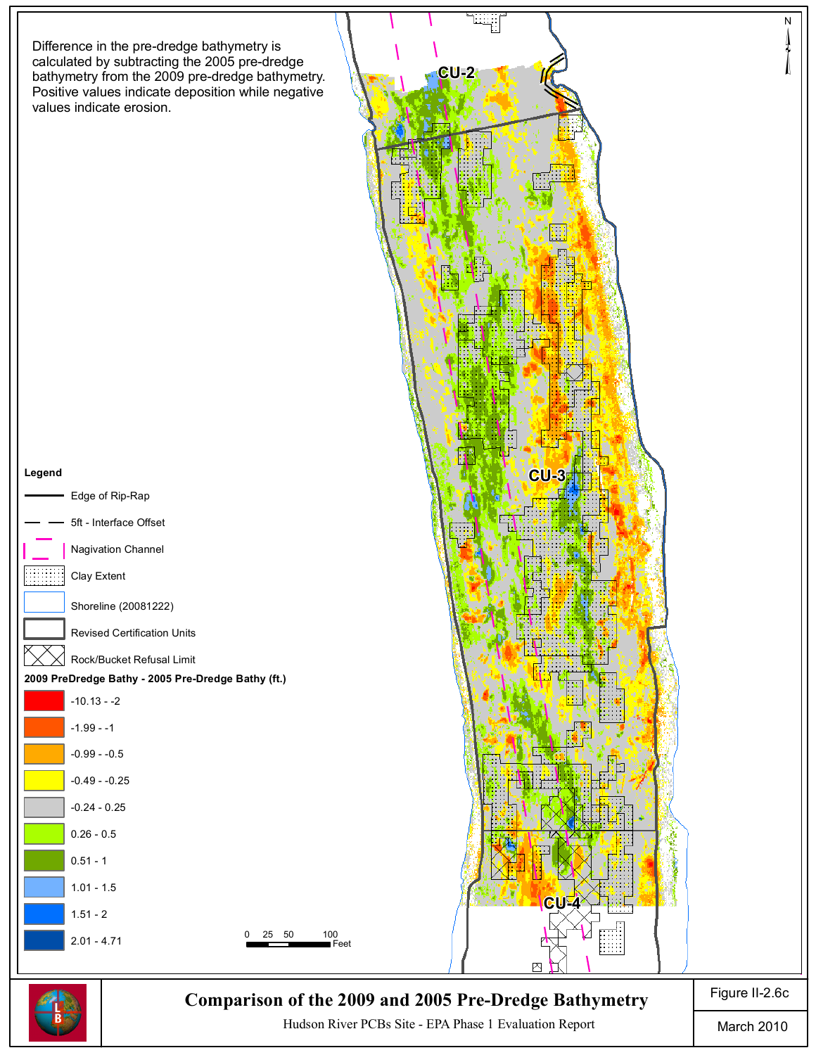Difference in the pre-dredge bathymetry is calculated by subtracting the 2005 pre-dredge bathymetry from the 2009 pre-dredge bathymetry. Positive values indicate deposition while negative values indicate erosion.

CU-2

CU-3

CU-4

N

**Legend**

Edge of Rip-Rap

5ft - Interface Offset

Nagivation Channel

Clay Extent

Shoreline (20081222)

Revised Certification Units

Rock/Bucket Refusal Limit

**2009 PreDredge Bathy - 2005 Pre-Dredge Bathy (ft.)**

-10.13 - -2

-1.99 - -1

-0.99 - -0.5

-0.49 - -0.25

-0.24 - 0.25

0.26 - 0.5

0.51 - 1

1.01 - 1.5

1.51 - 2

2.01 - 4.71

0 25 50 100 Feet

# Comparison of the 2009 and 2005 Pre-Dredge Bathymetry

Hudson River PCBs Site - EPA Phase 1 Evaluation Report

Figure II-2.6c

March 2010